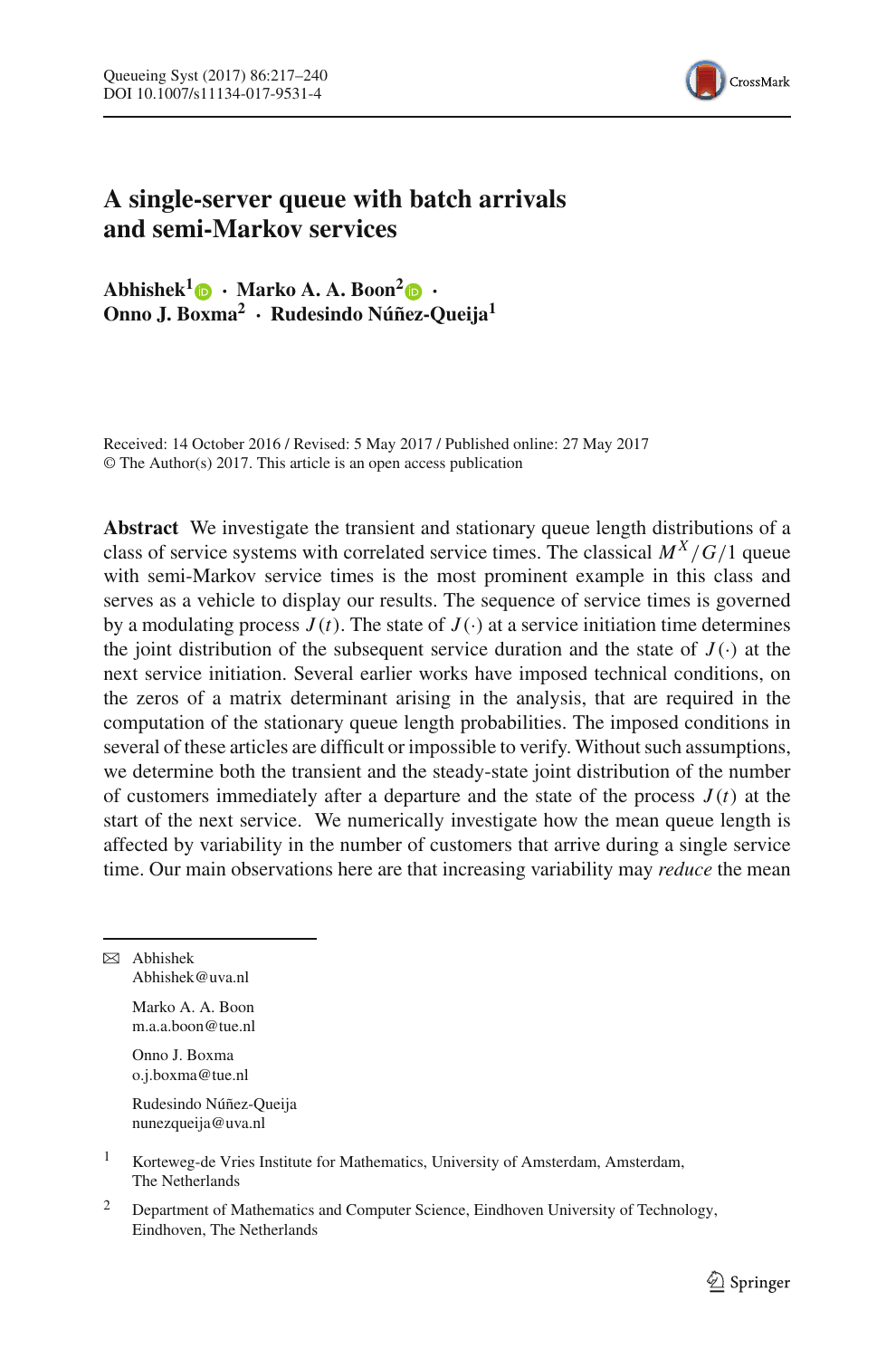# A single-server queue with batch arrivals and semi-Markov services

**Abhishek[1] · Marko A. A. Boon[2] · Onno J. Boxma[2] · Rudesindo Núñez-Queija[1]**

Received: 14 October 2016 / Revised: 5 May 2017 / Published online: 27 May 2017
© The Author(s) 2017. This article is an open access publication

**Abstract** We investigate the transient and stationary queue length distributions of a class of service systems with correlated service times. The classical $M^X/G/1$ queue with semi-Markov service times is the most prominent example in this class and serves as a vehicle to display our results. The sequence of service times is governed by a modulating process $J(t)$. The state of $J(\cdot)$ at a service initiation time determines the joint distribution of the subsequent service duration and the state of $J(\cdot)$ at the next service initiation. Several earlier works have imposed technical conditions, on the zeros of a matrix determinant arising in the analysis, that are required in the computation of the stationary queue length probabilities. The imposed conditions in several of these articles are difficult or impossible to verify. Without such assumptions, we determine both the transient and the steady-state joint distribution of the number of customers immediately after a departure and the state of the process $J(t)$ at the start of the next service. We numerically investigate how the mean queue length is affected by variability in the number of customers that arrive during a single service time. Our main observations here are that increasing variability may *reduce* the mean

---

✉ Abhishek
Abhishek@uva.nl

Marko A. A. Boon
m.a.a.boon@tue.nl

Onno J. Boxma
o.j.boxma@tue.nl

Rudesindo Núñez-Queija
nunezqueija@uva.nl

[1] Korteweg-de Vries Institute for Mathematics, University of Amsterdam, Amsterdam, The Netherlands

[2] Department of Mathematics and Computer Science, Eindhoven University of Technology, Eindhoven, The Netherlands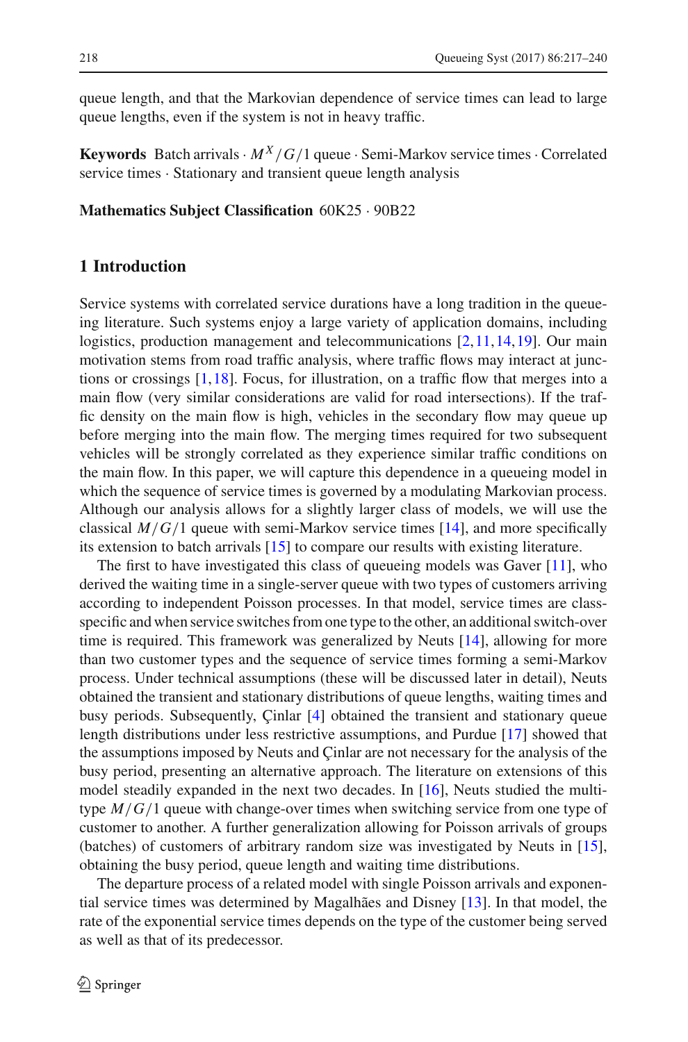queue length, and that the Markovian dependence of service times can lead to large queue lengths, even if the system is not in heavy traffic.

**Keywords** Batch arrivals · $M^X/G/1$ queue · Semi-Markov service times · Correlated service times · Stationary and transient queue length analysis

**Mathematics Subject Classification** 60K25 · 90B22

## 1 Introduction

Service systems with correlated service durations have a long tradition in the queueing literature. Such systems enjoy a large variety of application domains, including logistics, production management and telecommunications [2,11,14,19]. Our main motivation stems from road traffic analysis, where traffic flows may interact at junctions or crossings [1,18]. Focus, for illustration, on a traffic flow that merges into a main flow (very similar considerations are valid for road intersections). If the traffic density on the main flow is high, vehicles in the secondary flow may queue up before merging into the main flow. The merging times required for two subsequent vehicles will be strongly correlated as they experience similar traffic conditions on the main flow. In this paper, we will capture this dependence in a queueing model in which the sequence of service times is governed by a modulating Markovian process. Although our analysis allows for a slightly larger class of models, we will use the classical $M/G/1$ queue with semi-Markov service times [14], and more specifically its extension to batch arrivals [15] to compare our results with existing literature.

The first to have investigated this class of queueing models was Gaver [11], who derived the waiting time in a single-server queue with two types of customers arriving according to independent Poisson processes. In that model, service times are class-specific and when service switches from one type to the other, an additional switch-over time is required. This framework was generalized by Neuts [14], allowing for more than two customer types and the sequence of service times forming a semi-Markov process. Under technical assumptions (these will be discussed later in detail), Neuts obtained the transient and stationary distributions of queue lengths, waiting times and busy periods. Subsequently, Çinlar [4] obtained the transient and stationary queue length distributions under less restrictive assumptions, and Purdue [17] showed that the assumptions imposed by Neuts and Çinlar are not necessary for the analysis of the busy period, presenting an alternative approach. The literature on extensions of this model steadily expanded in the next two decades. In [16], Neuts studied the multi-type $M/G/1$ queue with change-over times when switching service from one type of customer to another. A further generalization allowing for Poisson arrivals of groups (batches) of customers of arbitrary random size was investigated by Neuts in [15], obtaining the busy period, queue length and waiting time distributions.

The departure process of a related model with single Poisson arrivals and exponential service times was determined by Magalhães and Disney [13]. In that model, the rate of the exponential service times depends on the type of the customer being served as well as that of its predecessor.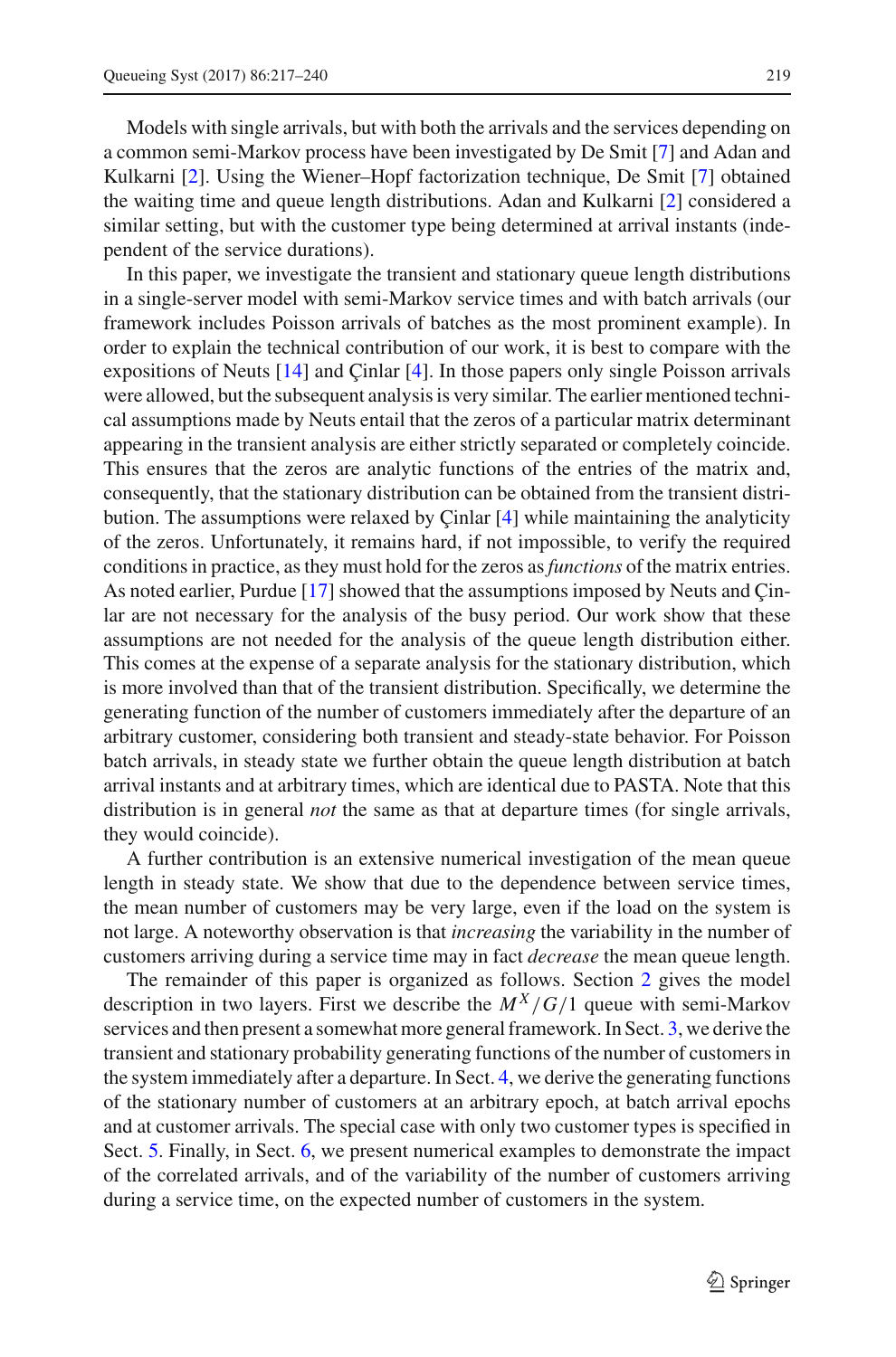Models with single arrivals, but with both the arrivals and the services depending on a common semi-Markov process have been investigated by De Smit [7] and Adan and Kulkarni [2]. Using the Wiener–Hopf factorization technique, De Smit [7] obtained the waiting time and queue length distributions. Adan and Kulkarni [2] considered a similar setting, but with the customer type being determined at arrival instants (independent of the service durations).

In this paper, we investigate the transient and stationary queue length distributions in a single-server model with semi-Markov service times and with batch arrivals (our framework includes Poisson arrivals of batches as the most prominent example). In order to explain the technical contribution of our work, it is best to compare with the expositions of Neuts [14] and Çinlar [4]. In those papers only single Poisson arrivals were allowed, but the subsequent analysis is very similar. The earlier mentioned technical assumptions made by Neuts entail that the zeros of a particular matrix determinant appearing in the transient analysis are either strictly separated or completely coincide. This ensures that the zeros are analytic functions of the entries of the matrix and, consequently, that the stationary distribution can be obtained from the transient distribution. The assumptions were relaxed by Çinlar [4] while maintaining the analyticity of the zeros. Unfortunately, it remains hard, if not impossible, to verify the required conditions in practice, as they must hold for the zeros as *functions* of the matrix entries. As noted earlier, Purdue [17] showed that the assumptions imposed by Neuts and Çinlar are not necessary for the analysis of the busy period. Our work show that these assumptions are not needed for the analysis of the queue length distribution either. This comes at the expense of a separate analysis for the stationary distribution, which is more involved than that of the transient distribution. Specifically, we determine the generating function of the number of customers immediately after the departure of an arbitrary customer, considering both transient and steady-state behavior. For Poisson batch arrivals, in steady state we further obtain the queue length distribution at batch arrival instants and at arbitrary times, which are identical due to PASTA. Note that this distribution is in general *not* the same as that at departure times (for single arrivals, they would coincide).

A further contribution is an extensive numerical investigation of the mean queue length in steady state. We show that due to the dependence between service times, the mean number of customers may be very large, even if the load on the system is not large. A noteworthy observation is that *increasing* the variability in the number of customers arriving during a service time may in fact *decrease* the mean queue length.

The remainder of this paper is organized as follows. Section 2 gives the model description in two layers. First we describe the $M^X/G/1$ queue with semi-Markov services and then present a somewhat more general framework. In Sect. 3, we derive the transient and stationary probability generating functions of the number of customers in the system immediately after a departure. In Sect. 4, we derive the generating functions of the stationary number of customers at an arbitrary epoch, at batch arrival epochs and at customer arrivals. The special case with only two customer types is specified in Sect. 5. Finally, in Sect. 6, we present numerical examples to demonstrate the impact of the correlated arrivals, and of the variability of the number of customers arriving during a service time, on the expected number of customers in the system.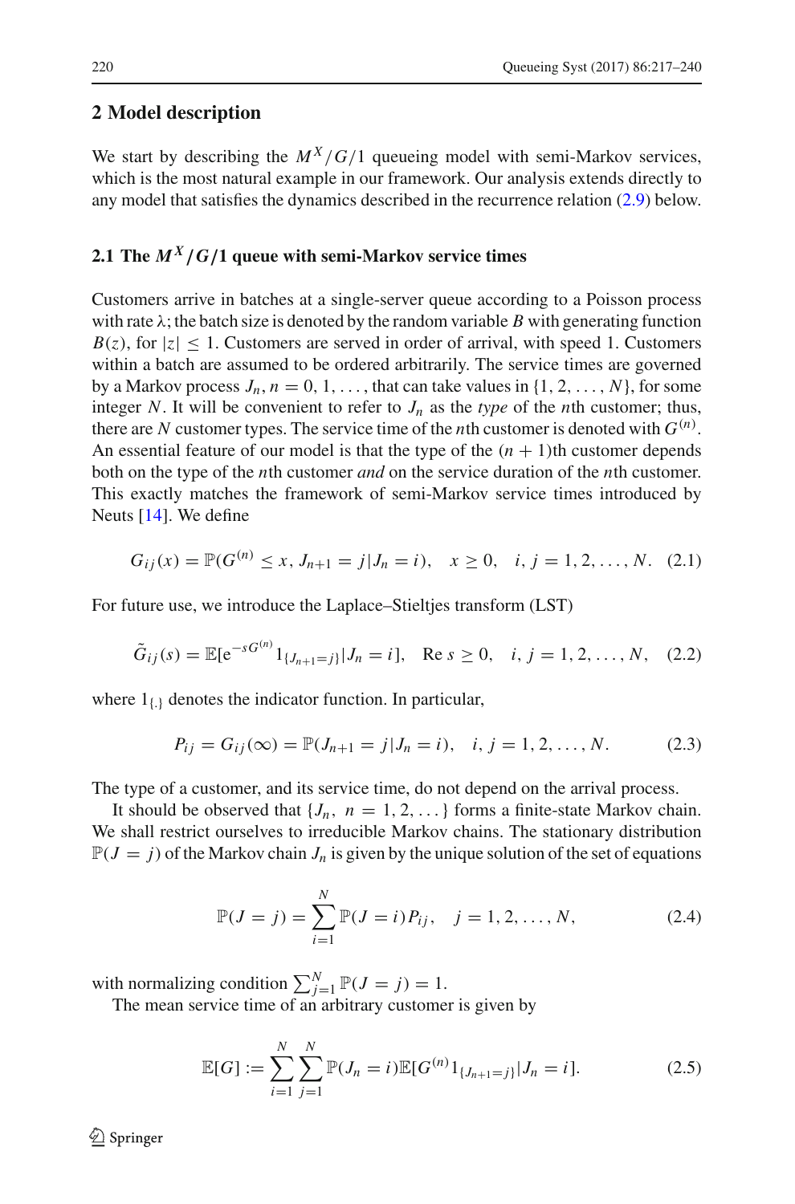## 2 Model description

We start by describing the $M^X/G/1$ queueing model with semi-Markov services, which is the most natural example in our framework. Our analysis extends directly to any model that satisfies the dynamics described in the recurrence relation (2.9) below.

### 2.1 The $M^X/G/1$ queue with semi-Markov service times

Customers arrive in batches at a single-server queue according to a Poisson process with rate $\lambda$; the batch size is denoted by the random variable $B$ with generating function $B(z)$, for $|z| \leq 1$. Customers are served in order of arrival, with speed 1. Customers within a batch are assumed to be ordered arbitrarily. The service times are governed by a Markov process $J_n, n = 0, 1, \ldots,$ that can take values in $\{1, 2, \ldots, N\}$, for some integer $N$. It will be convenient to refer to $J_n$ as the *type* of the $n$th customer; thus, there are $N$ customer types. The service time of the $n$th customer is denoted with $G^{(n)}$. An essential feature of our model is that the type of the $(n+1)$th customer depends both on the type of the $n$th customer *and* on the service duration of the $n$th customer. This exactly matches the framework of semi-Markov service times introduced by Neuts [14]. We define

$$G_{ij}(x) = \mathbb{P}(G^{(n)} \leq x, J_{n+1} = j | J_n = i), \quad x \geq 0, \quad i, j = 1, 2, \ldots, N. \quad (2.1)$$

For future use, we introduce the Laplace–Stieltjes transform (LST)

$$\tilde{G}_{ij}(s) = \mathbb{E}[\mathrm{e}^{-sG^{(n)}} 1_{\{J_{n+1}=j\}} | J_n = i], \quad \mathrm{Re}\, s \geq 0, \quad i, j = 1, 2, \ldots, N, \quad (2.2)$$

where $1_{\{.\}}$ denotes the indicator function. In particular,

$$P_{ij} = G_{ij}(\infty) = \mathbb{P}(J_{n+1} = j | J_n = i), \quad i, j = 1, 2, \ldots, N. \quad (2.3)$$

The type of a customer, and its service time, do not depend on the arrival process.

It should be observed that $\{J_n, \ n = 1, 2, \ldots\}$ forms a finite-state Markov chain. We shall restrict ourselves to irreducible Markov chains. The stationary distribution $\mathbb{P}(J = j)$ of the Markov chain $J_n$ is given by the unique solution of the set of equations

$$\mathbb{P}(J = j) = \sum_{i=1}^{N} \mathbb{P}(J = i) P_{ij}, \quad j = 1, 2, \ldots, N, \quad (2.4)$$

with normalizing condition $\sum_{j=1}^{N} \mathbb{P}(J = j) = 1$.

The mean service time of an arbitrary customer is given by

$$\mathbb{E}[G] := \sum_{i=1}^{N} \sum_{j=1}^{N} \mathbb{P}(J_n = i) \mathbb{E}[G^{(n)} 1_{\{J_{n+1}=j\}} | J_n = i]. \quad (2.5)$$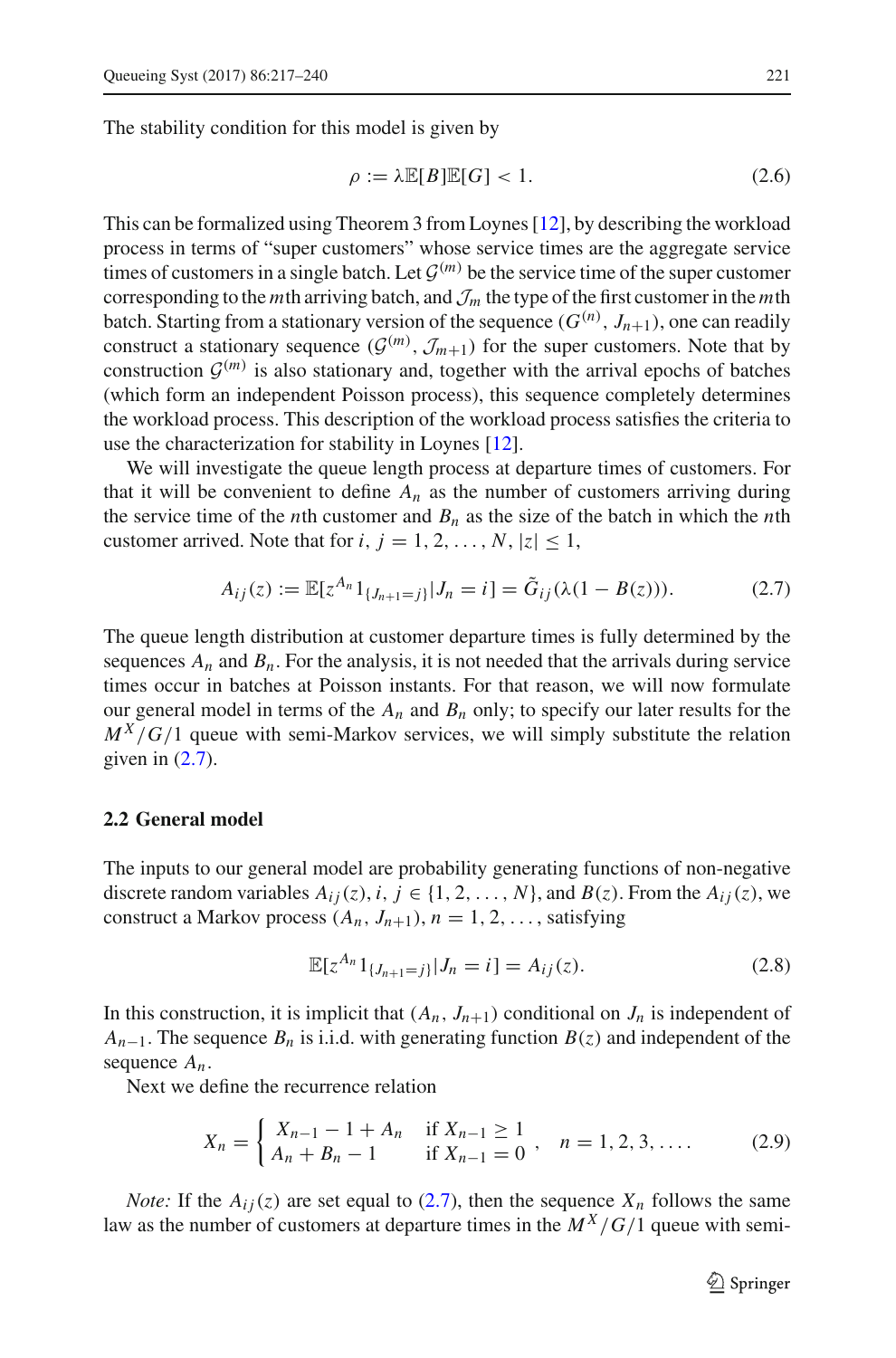The stability condition for this model is given by

$$\rho := \lambda \mathbb{E}[B]\mathbb{E}[G] < 1. \tag{2.6}$$

This can be formalized using Theorem 3 from Loynes [12], by describing the workload process in terms of "super customers" whose service times are the aggregate service times of customers in a single batch. Let $\mathcal{G}^{(m)}$ be the service time of the super customer corresponding to the $m$th arriving batch, and $\mathcal{J}_m$ the type of the first customer in the $m$th batch. Starting from a stationary version of the sequence $(G^{(n)}, J_{n+1})$, one can readily construct a stationary sequence $(\mathcal{G}^{(m)}, \mathcal{J}_{m+1})$ for the super customers. Note that by construction $\mathcal{G}^{(m)}$ is also stationary and, together with the arrival epochs of batches (which form an independent Poisson process), this sequence completely determines the workload process. This description of the workload process satisfies the criteria to use the characterization for stability in Loynes [12].

We will investigate the queue length process at departure times of customers. For that it will be convenient to define $A_n$ as the number of customers arriving during the service time of the $n$th customer and $B_n$ as the size of the batch in which the $n$th customer arrived. Note that for $i, j = 1, 2, \ldots, N$, $|z| \leq 1$,

$$A_{ij}(z) := \mathbb{E}[z^{A_n} 1_{\{J_{n+1}=j\}} | J_n = i] = \tilde{G}_{ij}(\lambda(1 - B(z))). \tag{2.7}$$

The queue length distribution at customer departure times is fully determined by the sequences $A_n$ and $B_n$. For the analysis, it is not needed that the arrivals during service times occur in batches at Poisson instants. For that reason, we will now formulate our general model in terms of the $A_n$ and $B_n$ only; to specify our later results for the $M^X/G/1$ queue with semi-Markov services, we will simply substitute the relation given in (2.7).

### 2.2 General model

The inputs to our general model are probability generating functions of non-negative discrete random variables $A_{ij}(z)$, $i, j \in \{1, 2, \ldots, N\}$, and $B(z)$. From the $A_{ij}(z)$, we construct a Markov process $(A_n, J_{n+1})$, $n = 1, 2, \ldots$, satisfying

$$\mathbb{E}[z^{A_n} 1_{\{J_{n+1}=j\}} | J_n = i] = A_{ij}(z). \tag{2.8}$$

In this construction, it is implicit that $(A_n, J_{n+1})$ conditional on $J_n$ is independent of $A_{n-1}$. The sequence $B_n$ is i.i.d. with generating function $B(z)$ and independent of the sequence $A_n$.

Next we define the recurrence relation

$$X_n = \begin{cases} X_{n-1} - 1 + A_n & \text{if } X_{n-1} \geq 1 \\ A_n + B_n - 1 & \text{if } X_{n-1} = 0 \end{cases}, \quad n = 1, 2, 3, \ldots. \tag{2.9}$$

*Note:* If the $A_{ij}(z)$ are set equal to (2.7), then the sequence $X_n$ follows the same law as the number of customers at departure times in the $M^X/G/1$ queue with semi-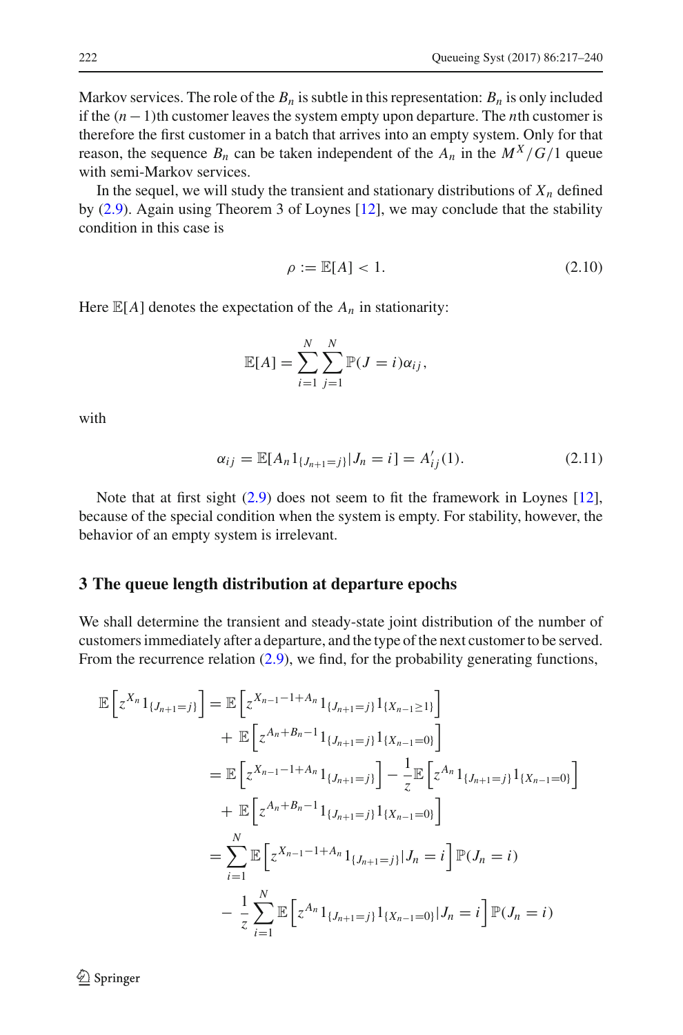Markov services. The role of the $B_n$ is subtle in this representation: $B_n$ is only included if the $(n-1)$th customer leaves the system empty upon departure. The $n$th customer is therefore the first customer in a batch that arrives into an empty system. Only for that reason, the sequence $B_n$ can be taken independent of the $A_n$ in the $M^X/G/1$ queue with semi-Markov services.

In the sequel, we will study the transient and stationary distributions of $X_n$ defined by (2.9). Again using Theorem 3 of Loynes [12], we may conclude that the stability condition in this case is

$$\rho := \mathbb{E}[A] < 1. \tag{2.10}$$

Here $\mathbb{E}[A]$ denotes the expectation of the $A_n$ in stationarity:

$$\mathbb{E}[A] = \sum_{i=1}^{N} \sum_{j=1}^{N} \mathbb{P}(J = i)\alpha_{ij},$$

with

$$\alpha_{ij} = \mathbb{E}[A_n 1_{\{J_{n+1}=j\}} | J_n = i] = A'_{ij}(1). \tag{2.11}$$

Note that at first sight (2.9) does not seem to fit the framework in Loynes [12], because of the special condition when the system is empty. For stability, however, the behavior of an empty system is irrelevant.

## 3 The queue length distribution at departure epochs

We shall determine the transient and steady-state joint distribution of the number of customers immediately after a departure, and the type of the next customer to be served. From the recurrence relation (2.9), we find, for the probability generating functions,

$$\begin{aligned}
\mathbb{E}\left[z^{X_n} 1_{\{J_{n+1}=j\}}\right] &= \mathbb{E}\left[z^{X_{n-1}-1+A_n} 1_{\{J_{n+1}=j\}} 1_{\{X_{n-1}\geq 1\}}\right] \\
&\quad + \mathbb{E}\left[z^{A_n+B_n-1} 1_{\{J_{n+1}=j\}} 1_{\{X_{n-1}=0\}}\right] \\
&= \mathbb{E}\left[z^{X_{n-1}-1+A_n} 1_{\{J_{n+1}=j\}}\right] - \frac{1}{z}\mathbb{E}\left[z^{A_n} 1_{\{J_{n+1}=j\}} 1_{\{X_{n-1}=0\}}\right] \\
&\quad + \mathbb{E}\left[z^{A_n+B_n-1} 1_{\{J_{n+1}=j\}} 1_{\{X_{n-1}=0\}}\right] \\
&= \sum_{i=1}^{N} \mathbb{E}\left[z^{X_{n-1}-1+A_n} 1_{\{J_{n+1}=j\}} | J_n = i\right] \mathbb{P}(J_n = i) \\
&\quad - \frac{1}{z} \sum_{i=1}^{N} \mathbb{E}\left[z^{A_n} 1_{\{J_{n+1}=j\}} 1_{\{X_{n-1}=0\}} | J_n = i\right] \mathbb{P}(J_n = i)
\end{aligned}$$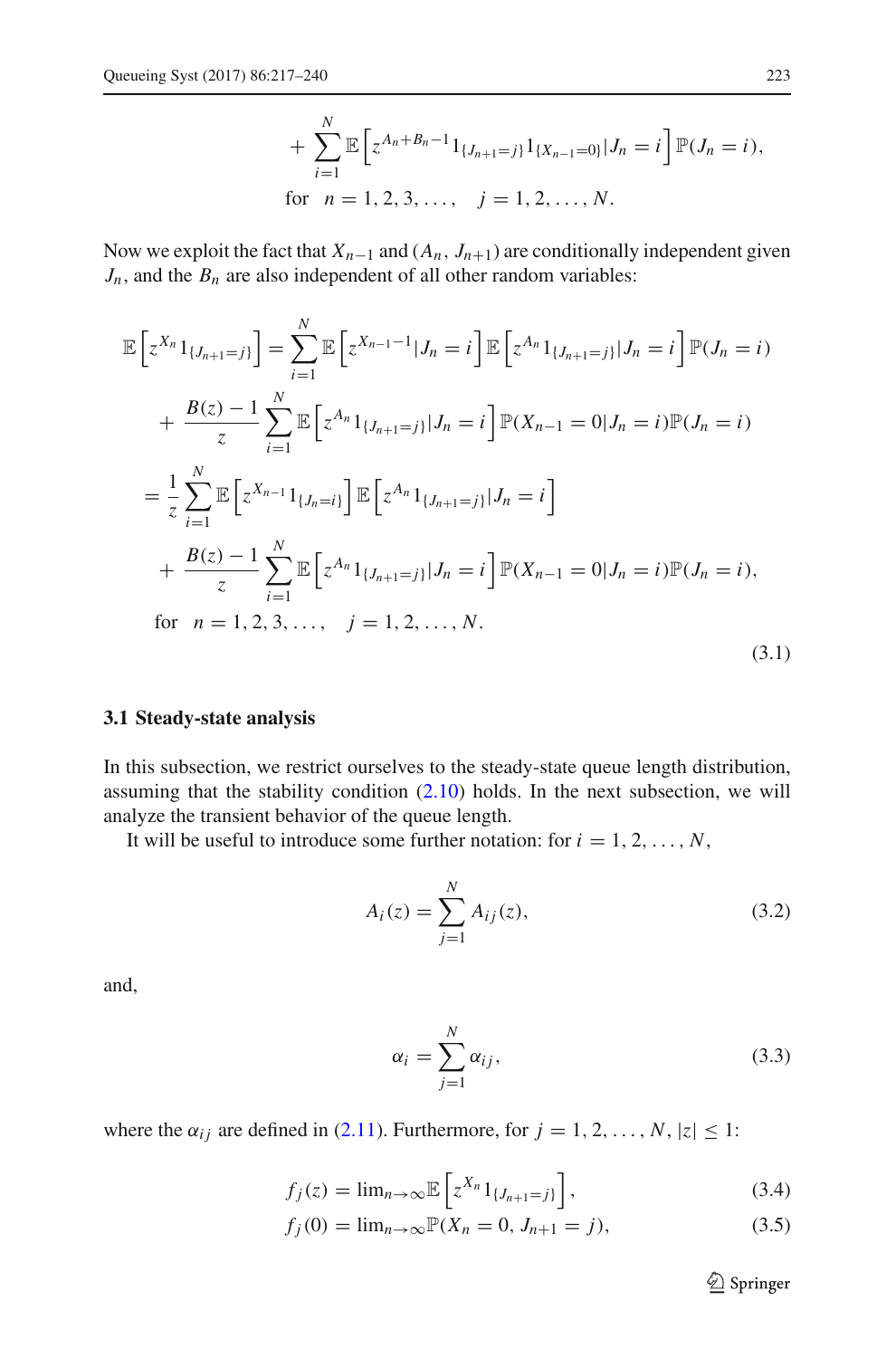$$+ \sum_{i=1}^{N} \mathbb{E}\left[z^{A_n+B_n-1} 1_{\{J_{n+1}=j\}} 1_{\{X_{n-1}=0\}} | J_n = i\right] \mathbb{P}(J_n = i),$$

$$\text{for} \quad n = 1, 2, 3, \ldots, \quad j = 1, 2, \ldots, N.$$

Now we exploit the fact that $X_{n-1}$ and $(A_n, J_{n+1})$ are conditionally independent given $J_n$, and the $B_n$ are also independent of all other random variables:

$$\begin{aligned}
\mathbb{E}\left[z^{X_n} 1_{\{J_{n+1}=j\}}\right] &= \sum_{i=1}^{N} \mathbb{E}\left[z^{X_{n-1}-1} | J_n = i\right] \mathbb{E}\left[z^{A_n} 1_{\{J_{n+1}=j\}} | J_n = i\right] \mathbb{P}(J_n = i) \\
&\quad + \frac{B(z)-1}{z} \sum_{i=1}^{N} \mathbb{E}\left[z^{A_n} 1_{\{J_{n+1}=j\}} | J_n = i\right] \mathbb{P}(X_{n-1} = 0 | J_n = i) \mathbb{P}(J_n = i) \\
&= \frac{1}{z} \sum_{i=1}^{N} \mathbb{E}\left[z^{X_{n-1}} 1_{\{J_n=i\}}\right] \mathbb{E}\left[z^{A_n} 1_{\{J_{n+1}=j\}} | J_n = i\right] \\
&\quad + \frac{B(z)-1}{z} \sum_{i=1}^{N} \mathbb{E}\left[z^{A_n} 1_{\{J_{n+1}=j\}} | J_n = i\right] \mathbb{P}(X_{n-1} = 0 | J_n = i) \mathbb{P}(J_n = i), \\
&\text{for} \quad n = 1, 2, 3, \ldots, \quad j = 1, 2, \ldots, N.
\end{aligned} \tag{3.1}$$

### 3.1 Steady-state analysis

In this subsection, we restrict ourselves to the steady-state queue length distribution, assuming that the stability condition (2.10) holds. In the next subsection, we will analyze the transient behavior of the queue length.

It will be useful to introduce some further notation: for $i = 1, 2, \ldots, N$,

$$A_i(z) = \sum_{j=1}^{N} A_{ij}(z), \tag{3.2}$$

and,

$$\alpha_i = \sum_{j=1}^{N} \alpha_{ij}, \tag{3.3}$$

where the $\alpha_{ij}$ are defined in (2.11). Furthermore, for $j = 1, 2, \ldots, N$, $|z| \leq 1$:

$$f_j(z) = \lim_{n\to\infty} \mathbb{E}\left[z^{X_n} 1_{\{J_{n+1}=j\}}\right], \tag{3.4}$$

$$f_j(0) = \lim_{n\to\infty} \mathbb{P}(X_n = 0, J_{n+1} = j), \tag{3.5}$$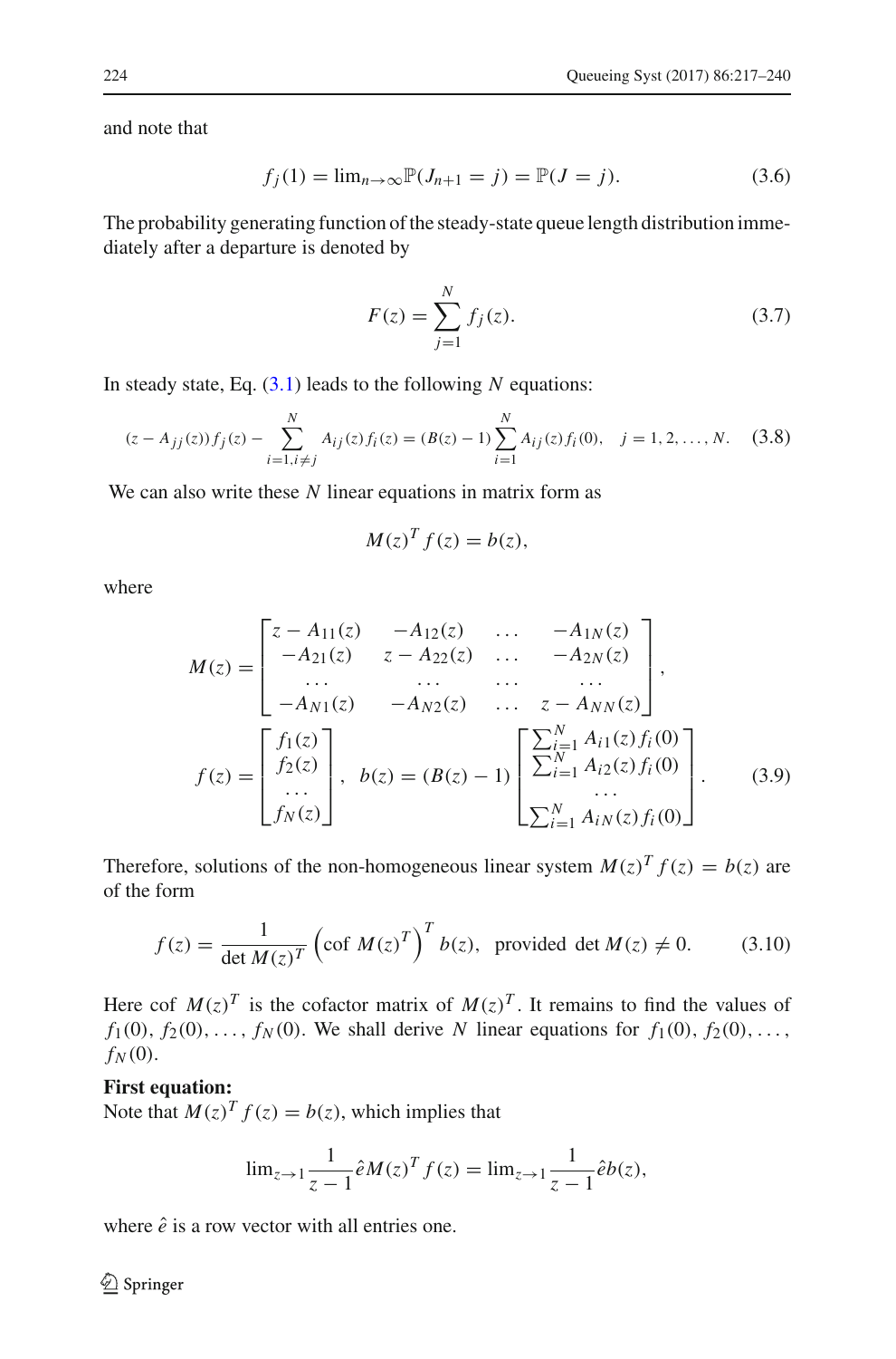and note that

$$f_j(1) = \lim_{n\to\infty} \mathbb{P}(J_{n+1} = j) = \mathbb{P}(J = j). \tag{3.6}$$

The probability generating function of the steady-state queue length distribution immediately after a departure is denoted by

$$F(z) = \sum_{j=1}^{N} f_j(z). \tag{3.7}$$

In steady state, Eq. (3.1) leads to the following $N$ equations:

$$(z - A_{jj}(z)) f_j(z) - \sum_{i=1, i\neq j}^{N} A_{ij}(z) f_i(z) = (B(z) - 1) \sum_{i=1}^{N} A_{ij}(z) f_i(0), \quad j = 1, 2, \ldots, N. \tag{3.8}$$

We can also write these $N$ linear equations in matrix form as

$$M(z)^T f(z) = b(z),$$

where

$$M(z) = \begin{bmatrix} z - A_{11}(z) & -A_{12}(z) & \ldots & -A_{1N}(z) \\ -A_{21}(z) & z - A_{22}(z) & \ldots & -A_{2N}(z) \\ \ldots & \ldots & \ldots & \ldots \\ -A_{N1}(z) & -A_{N2}(z) & \ldots & z - A_{NN}(z) \end{bmatrix},$$

$$f(z) = \begin{bmatrix} f_1(z) \\ f_2(z) \\ \ldots \\ f_N(z) \end{bmatrix}, \quad b(z) = (B(z) - 1) \begin{bmatrix} \sum_{i=1}^{N} A_{i1}(z) f_i(0) \\ \sum_{i=1}^{N} A_{i2}(z) f_i(0) \\ \ldots \\ \sum_{i=1}^{N} A_{iN}(z) f_i(0) \end{bmatrix}. \tag{3.9}$$

Therefore, solutions of the non-homogeneous linear system $M(z)^T f(z) = b(z)$ are of the form

$$f(z) = \frac{1}{\det M(z)^T} \left(\text{cof } M(z)^T\right)^T b(z), \quad \text{provided } \det M(z) \neq 0. \tag{3.10}$$

Here cof $M(z)^T$ is the cofactor matrix of $M(z)^T$. It remains to find the values of $f_1(0), f_2(0), \ldots, f_N(0)$. We shall derive $N$ linear equations for $f_1(0), f_2(0), \ldots, f_N(0)$.

**First equation:**
Note that $M(z)^T f(z) = b(z)$, which implies that

$$\lim_{z\to 1} \frac{1}{z-1} \hat{e} M(z)^T f(z) = \lim_{z\to 1} \frac{1}{z-1} \hat{e} b(z),$$

where $\hat{e}$ is a row vector with all entries one.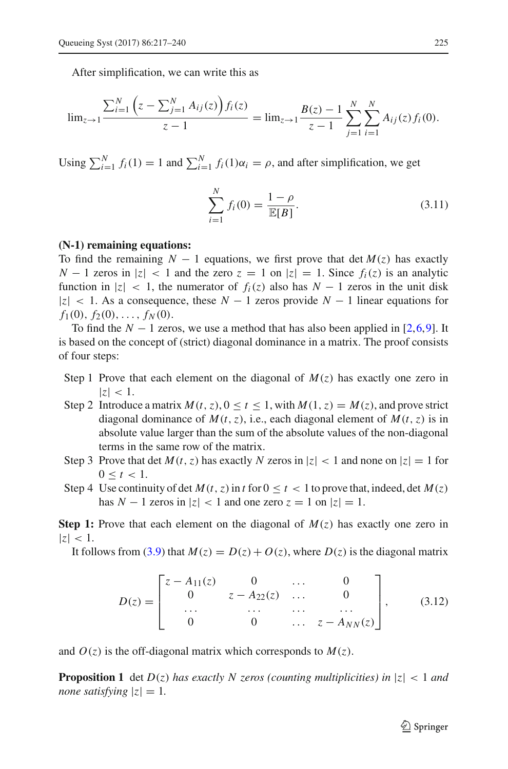After simplification, we can write this as

$$\lim_{z\to 1}\frac{\sum_{i=1}^{N}\left(z-\sum_{j=1}^{N}A_{ij}(z)\right)f_i(z)}{z-1} = \lim_{z\to 1}\frac{B(z)-1}{z-1}\sum_{j=1}^{N}\sum_{i=1}^{N}A_{ij}(z)f_i(0).$$

Using $\sum_{i=1}^{N} f_i(1) = 1$ and $\sum_{i=1}^{N} f_i(1)\alpha_i = \rho$, and after simplification, we get

$$\sum_{i=1}^{N} f_i(0) = \frac{1-\rho}{\mathbb{E}[B]}. \tag{3.11}$$

**(N-1) remaining equations:**
To find the remaining $N-1$ equations, we first prove that det $M(z)$ has exactly $N-1$ zeros in $|z|<1$ and the zero $z=1$ on $|z|=1$. Since $f_i(z)$ is an analytic function in $|z|<1$, the numerator of $f_i(z)$ also has $N-1$ zeros in the unit disk $|z|<1$. As a consequence, these $N-1$ zeros provide $N-1$ linear equations for $f_1(0), f_2(0), \ldots, f_N(0)$.

To find the $N-1$ zeros, we use a method that has also been applied in [2,6,9]. It is based on the concept of (strict) diagonal dominance in a matrix. The proof consists of four steps:

- Step 1 Prove that each element on the diagonal of $M(z)$ has exactly one zero in $|z|<1$.
- Step 2 Introduce a matrix $M(t,z), 0\le t\le 1$, with $M(1,z)=M(z)$, and prove strict diagonal dominance of $M(t,z)$, i.e., each diagonal element of $M(t,z)$ is in absolute value larger than the sum of the absolute values of the non-diagonal terms in the same row of the matrix.
- Step 3 Prove that det $M(t,z)$ has exactly $N$ zeros in $|z|<1$ and none on $|z|=1$ for $0\le t<1$.
- Step 4 Use continuity of det $M(t,z)$ in $t$ for $0\le t<1$ to prove that, indeed, det $M(z)$ has $N-1$ zeros in $|z|<1$ and one zero $z=1$ on $|z|=1$.

**Step 1:** Prove that each element on the diagonal of $M(z)$ has exactly one zero in $|z|<1$.

It follows from (3.9) that $M(z)=D(z)+O(z)$, where $D(z)$ is the diagonal matrix

$$D(z)=\begin{bmatrix} z-A_{11}(z) & 0 & \ldots & 0\\ 0 & z-A_{22}(z) & \ldots & 0\\ \ldots & \ldots & \ldots & \ldots\\ 0 & 0 & \ldots & z-A_{NN}(z)\end{bmatrix}, \tag{3.12}$$

and $O(z)$ is the off-diagonal matrix which corresponds to $M(z)$.

**Proposition 1** *det $D(z)$ has exactly $N$ zeros (counting multiplicities) in $|z|<1$ and none satisfying $|z|=1$.*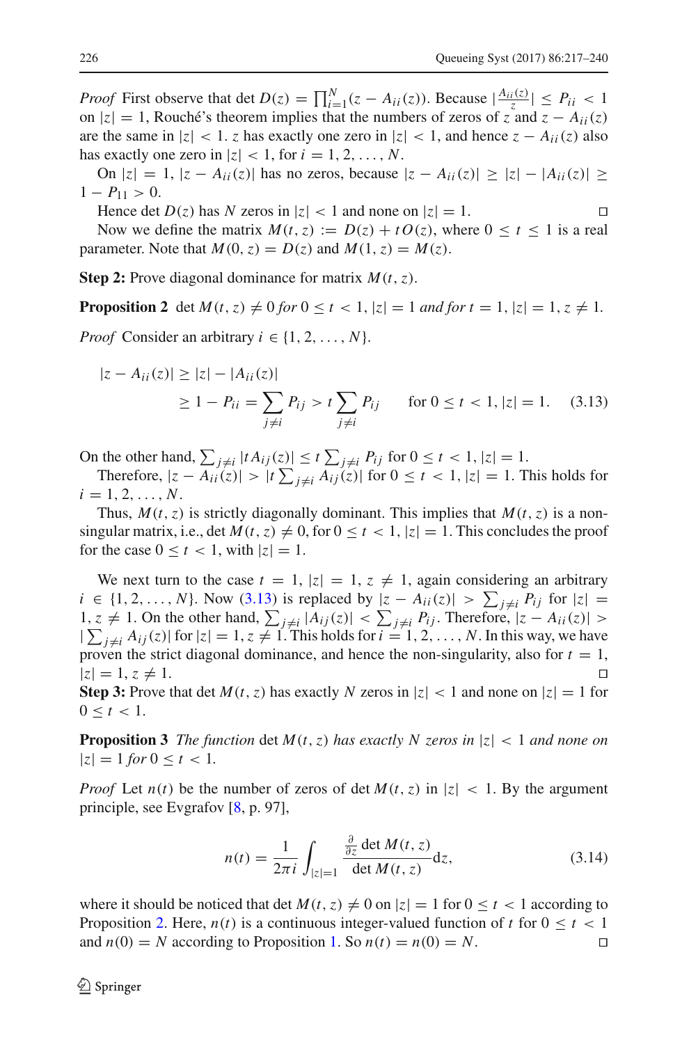*Proof* First observe that $\det D(z) = \prod_{i=1}^{N}(z - A_{ii}(z))$. Because $|\frac{A_{ii}(z)}{z}| \leq P_{ii} < 1$ on $|z| = 1$, Rouché's theorem implies that the numbers of zeros of $z$ and $z - A_{ii}(z)$ are the same in $|z| < 1$. $z$ has exactly one zero in $|z| < 1$, and hence $z - A_{ii}(z)$ also has exactly one zero in $|z| < 1$, for $i = 1, 2, \ldots, N$.

On $|z| = 1$, $|z - A_{ii}(z)|$ has no zeros, because $|z - A_{ii}(z)| \geq |z| - |A_{ii}(z)| \geq 1 - P_{11} > 0$.

Hence $\det D(z)$ has $N$ zeros in $|z| < 1$ and none on $|z| = 1$. □

Now we define the matrix $M(t, z) := D(z) + tO(z)$, where $0 \leq t \leq 1$ is a real parameter. Note that $M(0, z) = D(z)$ and $M(1, z) = M(z)$.

**Step 2:** Prove diagonal dominance for matrix $M(t, z)$.

**Proposition 2** $\det M(t, z) \neq 0$ *for* $0 \leq t < 1, |z| = 1$ *and for* $t = 1, |z| = 1, z \neq 1$.

*Proof* Consider an arbitrary $i \in \{1, 2, \ldots, N\}$.

$$|z - A_{ii}(z)| \geq |z| - |A_{ii}(z)|$$
$$\geq 1 - P_{ii} = \sum_{j \neq i} P_{ij} > t \sum_{j \neq i} P_{ij} \qquad \text{for } 0 \leq t < 1, |z| = 1. \tag{3.13}$$

On the other hand, $\sum_{j \neq i} |tA_{ij}(z)| \leq t \sum_{j \neq i} P_{ij}$ for $0 \leq t < 1, |z| = 1$.

Therefore, $|z - A_{ii}(z)| > |t \sum_{j \neq i} A_{ij}(z)|$ for $0 \leq t < 1, |z| = 1$. This holds for $i = 1, 2, \ldots, N$.

Thus, $M(t, z)$ is strictly diagonally dominant. This implies that $M(t, z)$ is a non-singular matrix, i.e., $\det M(t, z) \neq 0$, for $0 \leq t < 1, |z| = 1$. This concludes the proof for the case $0 \leq t < 1$, with $|z| = 1$.

We next turn to the case $t = 1, |z| = 1, z \neq 1$, again considering an arbitrary $i \in \{1, 2, \ldots, N\}$. Now (3.13) is replaced by $|z - A_{ii}(z)| > \sum_{j \neq i} P_{ij}$ for $|z| = 1, z \neq 1$. On the other hand, $\sum_{j \neq i} |A_{ij}(z)| < \sum_{j \neq i} P_{ij}$. Therefore, $|z - A_{ii}(z)| > |\sum_{j \neq i} A_{ij}(z)|$ for $|z| = 1, z \neq 1$. This holds for $i = 1, 2, \ldots, N$. In this way, we have proven the strict diagonal dominance, and hence the non-singularity, also for $t = 1$, $|z| = 1, z \neq 1$. □

**Step 3:** Prove that $\det M(t, z)$ has exactly $N$ zeros in $|z| < 1$ and none on $|z| = 1$ for $0 \leq t < 1$.

**Proposition 3** *The function* $\det M(t, z)$ *has exactly* $N$ *zeros in* $|z| < 1$ *and none on* $|z| = 1$ *for* $0 \leq t < 1$.

*Proof* Let $n(t)$ be the number of zeros of $\det M(t, z)$ in $|z| < 1$. By the argument principle, see Evgrafov [8, p. 97],

$$n(t) = \frac{1}{2\pi i} \int_{|z|=1} \frac{\frac{\partial}{\partial z} \det M(t, z)}{\det M(t, z)} \mathrm{d}z, \tag{3.14}$$

where it should be noticed that $\det M(t, z) \neq 0$ on $|z| = 1$ for $0 \leq t < 1$ according to Proposition 2. Here, $n(t)$ is a continuous integer-valued function of $t$ for $0 \leq t < 1$ and $n(0) = N$ according to Proposition 1. So $n(t) = n(0) = N$. □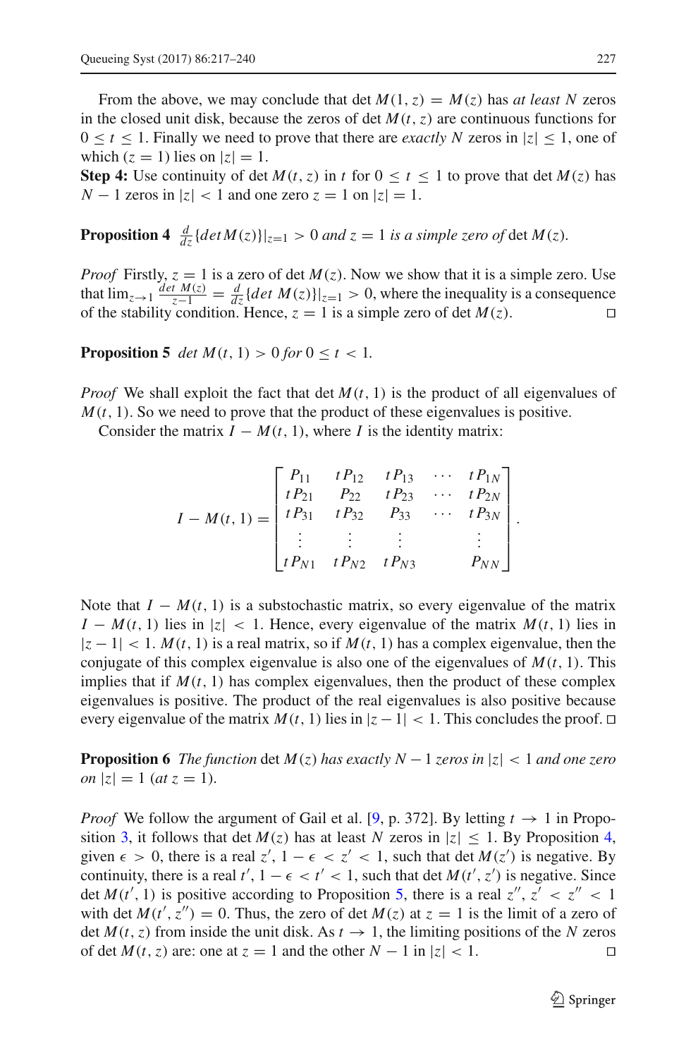From the above, we may conclude that $\det M(1, z) = M(z)$ has *at least* $N$ zeros in the closed unit disk, because the zeros of $\det M(t, z)$ are continuous functions for $0 \leq t \leq 1$. Finally we need to prove that there are *exactly* $N$ zeros in $|z| \leq 1$, one of which ($z = 1$) lies on $|z| = 1$.

**Step 4:** Use continuity of $\det M(t, z)$ in $t$ for $0 \leq t \leq 1$ to prove that $\det M(z)$ has $N - 1$ zeros in $|z| < 1$ and one zero $z = 1$ on $|z| = 1$.

**Proposition 4** $\frac{d}{dz}\{det M(z)\}|_{z=1} > 0$ *and* $z = 1$ *is a simple zero of* $\det M(z)$.

*Proof* Firstly, $z = 1$ is a zero of $\det M(z)$. Now we show that it is a simple zero. Use that $\lim_{z \to 1} \frac{det\ M(z)}{z-1} = \frac{d}{dz}\{det\ M(z)\}|_{z=1} > 0$, where the inequality is a consequence of the stability condition. Hence, $z = 1$ is a simple zero of $\det M(z)$. □

**Proposition 5** *$\det M(t, 1) > 0$ for $0 \leq t < 1$.*

*Proof* We shall exploit the fact that $\det M(t, 1)$ is the product of all eigenvalues of $M(t, 1)$. So we need to prove that the product of these eigenvalues is positive.

Consider the matrix $I - M(t, 1)$, where $I$ is the identity matrix:

$$I - M(t, 1) = \begin{bmatrix} P_{11} & tP_{12} & tP_{13} & \cdots & tP_{1N} \\ tP_{21} & P_{22} & tP_{23} & \cdots & tP_{2N} \\ tP_{31} & tP_{32} & P_{33} & \cdots & tP_{3N} \\ \vdots & \vdots & \vdots & & \vdots \\ tP_{N1} & tP_{N2} & tP_{N3} & & P_{NN} \end{bmatrix}.$$

Note that $I - M(t, 1)$ is a substochastic matrix, so every eigenvalue of the matrix $I - M(t, 1)$ lies in $|z| < 1$. Hence, every eigenvalue of the matrix $M(t, 1)$ lies in $|z - 1| < 1$. $M(t, 1)$ is a real matrix, so if $M(t, 1)$ has a complex eigenvalue, then the conjugate of this complex eigenvalue is also one of the eigenvalues of $M(t, 1)$. This implies that if $M(t, 1)$ has complex eigenvalues, then the product of these complex eigenvalues is positive. The product of the real eigenvalues is also positive because every eigenvalue of the matrix $M(t, 1)$ lies in $|z - 1| < 1$. This concludes the proof. □

**Proposition 6** *The function* $\det M(z)$ *has exactly $N - 1$ zeros in $|z| < 1$ and one zero on $|z| = 1$ (at $z = 1$).*

*Proof* We follow the argument of Gail et al. [9, p. 372]. By letting $t \to 1$ in Proposition 3, it follows that $\det M(z)$ has at least $N$ zeros in $|z| \leq 1$. By Proposition 4, given $\epsilon > 0$, there is a real $z'$, $1 - \epsilon < z' < 1$, such that $\det M(z')$ is negative. By continuity, there is a real $t'$, $1 - \epsilon < t' < 1$, such that $\det M(t', z')$ is negative. Since $\det M(t', 1)$ is positive according to Proposition 5, there is a real $z''$, $z' < z'' < 1$ with $\det M(t', z'') = 0$. Thus, the zero of $\det M(z)$ at $z = 1$ is the limit of a zero of $\det M(t, z)$ from inside the unit disk. As $t \to 1$, the limiting positions of the $N$ zeros of $\det M(t, z)$ are: one at $z = 1$ and the other $N - 1$ in $|z| < 1$. □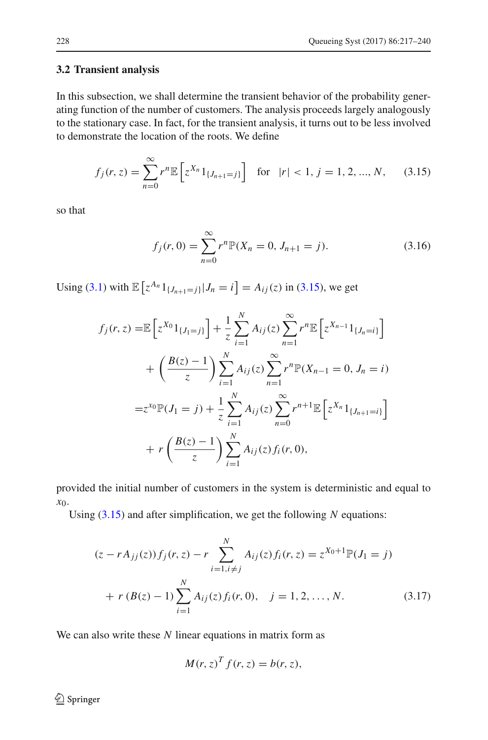### 3.2 Transient analysis

In this subsection, we shall determine the transient behavior of the probability generating function of the number of customers. The analysis proceeds largely analogously to the stationary case. In fact, for the transient analysis, it turns out to be less involved to demonstrate the location of the roots. We define

$$f_j(r, z) = \sum_{n=0}^{\infty} r^n \mathbb{E}\left[z^{X_n} 1_{\{J_{n+1}=j\}}\right] \quad \text{for} \quad |r| < 1,\ j = 1, 2, ..., N, \tag{3.15}$$

so that

$$f_j(r, 0) = \sum_{n=0}^{\infty} r^n \mathbb{P}(X_n = 0, J_{n+1} = j). \tag{3.16}$$

Using (3.1) with $\mathbb{E}\left[z^{A_n} 1_{\{J_{n+1}=j\}} | J_n = i\right] = A_{ij}(z)$ in (3.15), we get

$$\begin{aligned}
f_j(r, z) =& \mathbb{E}\left[z^{X_0} 1_{\{J_1=j\}}\right] + \frac{1}{z} \sum_{i=1}^{N} A_{ij}(z) \sum_{n=1}^{\infty} r^n \mathbb{E}\left[z^{X_{n-1}} 1_{\{J_n=i\}}\right] \\
&+ \left(\frac{B(z)-1}{z}\right) \sum_{i=1}^{N} A_{ij}(z) \sum_{n=1}^{\infty} r^n \mathbb{P}(X_{n-1} = 0, J_n = i) \\
=& z^{x_0} \mathbb{P}(J_1 = j) + \frac{1}{z} \sum_{i=1}^{N} A_{ij}(z) \sum_{n=0}^{\infty} r^{n+1} \mathbb{E}\left[z^{X_n} 1_{\{J_{n+1}=i\}}\right] \\
&+ r \left(\frac{B(z)-1}{z}\right) \sum_{i=1}^{N} A_{ij}(z) f_i(r, 0),
\end{aligned}$$

provided the initial number of customers in the system is deterministic and equal to $x_0$.

Using (3.15) and after simplification, we get the following $N$ equations:

$$\begin{aligned}
(z - r A_{jj}(z)) f_j(r, z) - r \sum_{i=1, i\neq j}^{N} A_{ij}(z) f_i(r, z) = z^{X_0+1} \mathbb{P}(J_1 = j) \\
+ r\,(B(z) - 1) \sum_{i=1}^{N} A_{ij}(z) f_i(r, 0), \quad j = 1, 2, \ldots, N.
\end{aligned} \tag{3.17}$$

We can also write these $N$ linear equations in matrix form as

$$M(r, z)^T f(r, z) = b(r, z),$$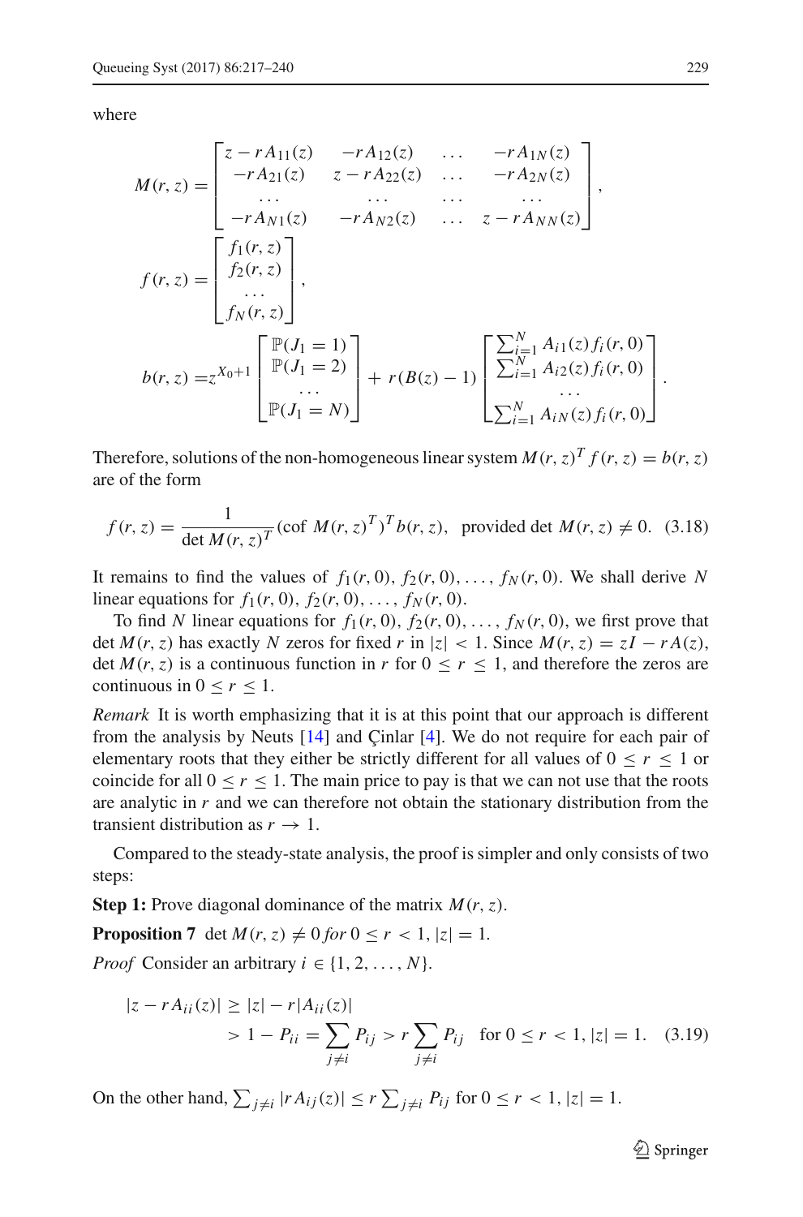where

$$
M(r,z) = \begin{bmatrix} z - rA_{11}(z) & -rA_{12}(z) & \dots & -rA_{1N}(z) \\ -rA_{21}(z) & z - rA_{22}(z) & \dots & -rA_{2N}(z) \\ \dots & \dots & \dots & \dots \\ -rA_{N1}(z) & -rA_{N2}(z) & \dots & z - rA_{NN}(z) \end{bmatrix},
$$

$$
f(r,z) = \begin{bmatrix} f_1(r,z) \\ f_2(r,z) \\ \dots \\ f_N(r,z) \end{bmatrix},
$$

$$
b(r,z) = z^{X_0+1} \begin{bmatrix} \mathbb{P}(J_1 = 1) \\ \mathbb{P}(J_1 = 2) \\ \dots \\ \mathbb{P}(J_1 = N) \end{bmatrix} + r(B(z) - 1) \begin{bmatrix} \sum_{i=1}^{N} A_{i1}(z) f_i(r,0) \\ \sum_{i=1}^{N} A_{i2}(z) f_i(r,0) \\ \dots \\ \sum_{i=1}^{N} A_{iN}(z) f_i(r,0) \end{bmatrix}.
$$

Therefore, solutions of the non-homogeneous linear system $M(r,z)^T f(r,z) = b(r,z)$ are of the form

$$
f(r,z) = \frac{1}{\det M(r,z)^T} (\text{cof } M(r,z)^T)^T b(r,z), \quad \text{provided } \det M(r,z) \neq 0. \quad (3.18)
$$

It remains to find the values of $f_1(r,0), f_2(r,0), \dots, f_N(r,0)$. We shall derive $N$ linear equations for $f_1(r,0), f_2(r,0), \dots, f_N(r,0)$.

To find $N$ linear equations for $f_1(r,0), f_2(r,0), \dots, f_N(r,0)$, we first prove that $\det M(r,z)$ has exactly $N$ zeros for fixed $r$ in $|z| < 1$. Since $M(r,z) = zI - rA(z)$, $\det M(r,z)$ is a continuous function in $r$ for $0 \leq r \leq 1$, and therefore the zeros are continuous in $0 \leq r \leq 1$.

*Remark* It is worth emphasizing that it is at this point that our approach is different from the analysis by Neuts [14] and Çinlar [4]. We do not require for each pair of elementary roots that they either be strictly different for all values of $0 \leq r \leq 1$ or coincide for all $0 \leq r \leq 1$. The main price to pay is that we can not use that the roots are analytic in $r$ and we can therefore not obtain the stationary distribution from the transient distribution as $r \to 1$.

Compared to the steady-state analysis, the proof is simpler and only consists of two steps:

**Step 1:** Prove diagonal dominance of the matrix $M(r,z)$.

**Proposition 7** $\det M(r,z) \neq 0$ *for* $0 \leq r < 1, |z| = 1$.

*Proof* Consider an arbitrary $i \in \{1, 2, \dots, N\}$.

$$
\begin{aligned} |z - rA_{ii}(z)| &\geq |z| - r|A_{ii}(z)| \\ &> 1 - P_{ii} = \sum_{j \neq i} P_{ij} > r \sum_{j \neq i} P_{ij} \quad \text{for } 0 \leq r < 1, |z| = 1. \quad (3.19) \end{aligned}
$$

On the other hand, $\sum_{j \neq i} |rA_{ij}(z)| \leq r \sum_{j \neq i} P_{ij}$ for $0 \leq r < 1, |z| = 1$.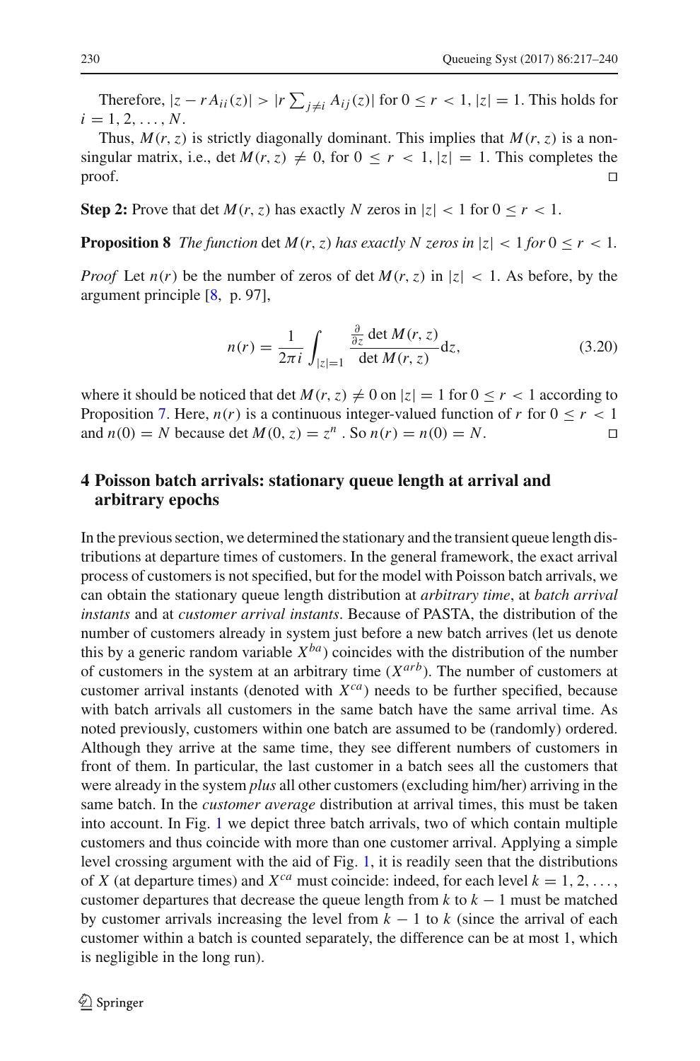Therefore, $|z - rA_{ii}(z)| > |r \sum_{j \neq i} A_{ij}(z)|$ for $0 \leq r < 1$, $|z| = 1$. This holds for $i = 1, 2, \ldots, N$.

Thus, $M(r, z)$ is strictly diagonally dominant. This implies that $M(r, z)$ is a non-singular matrix, i.e., $\det M(r, z) \neq 0$, for $0 \leq r < 1$, $|z| = 1$. This completes the proof. □

**Step 2:** Prove that $\det M(r, z)$ has exactly $N$ zeros in $|z| < 1$ for $0 \leq r < 1$.

**Proposition 8** *The function* $\det M(r, z)$ *has exactly* $N$ *zeros in* $|z| < 1$ *for* $0 \leq r < 1$.

*Proof* Let $n(r)$ be the number of zeros of $\det M(r, z)$ in $|z| < 1$. As before, by the argument principle [8, p. 97],

$$n(r) = \frac{1}{2\pi i} \int_{|z|=1} \frac{\frac{\partial}{\partial z} \det M(r, z)}{\det M(r, z)} \mathrm{d}z, \tag{3.20}$$

where it should be noticed that $\det M(r, z) \neq 0$ on $|z| = 1$ for $0 \leq r < 1$ according to Proposition 7. Here, $n(r)$ is a continuous integer-valued function of $r$ for $0 \leq r < 1$ and $n(0) = N$ because $\det M(0, z) = z^n$ . So $n(r) = n(0) = N$. □

## 4 Poisson batch arrivals: stationary queue length at arrival and arbitrary epochs

In the previous section, we determined the stationary and the transient queue length distributions at departure times of customers. In the general framework, the exact arrival process of customers is not specified, but for the model with Poisson batch arrivals, we can obtain the stationary queue length distribution at *arbitrary time*, at *batch arrival instants* and at *customer arrival instants*. Because of PASTA, the distribution of the number of customers already in system just before a new batch arrives (let us denote this by a generic random variable $X^{ba}$) coincides with the distribution of the number of customers in the system at an arbitrary time ($X^{arb}$). The number of customers at customer arrival instants (denoted with $X^{ca}$) needs to be further specified, because with batch arrivals all customers in the same batch have the same arrival time. As noted previously, customers within one batch are assumed to be (randomly) ordered. Although they arrive at the same time, they see different numbers of customers in front of them. In particular, the last customer in a batch sees all the customers that were already in the system *plus* all other customers (excluding him/her) arriving in the same batch. In the *customer average* distribution at arrival times, this must be taken into account. In Fig. 1 we depict three batch arrivals, two of which contain multiple customers and thus coincide with more than one customer arrival. Applying a simple level crossing argument with the aid of Fig. 1, it is readily seen that the distributions of $X$ (at departure times) and $X^{ca}$ must coincide: indeed, for each level $k = 1, 2, \ldots,$ customer departures that decrease the queue length from $k$ to $k - 1$ must be matched by customer arrivals increasing the level from $k - 1$ to $k$ (since the arrival of each customer within a batch is counted separately, the difference can be at most 1, which is negligible in the long run).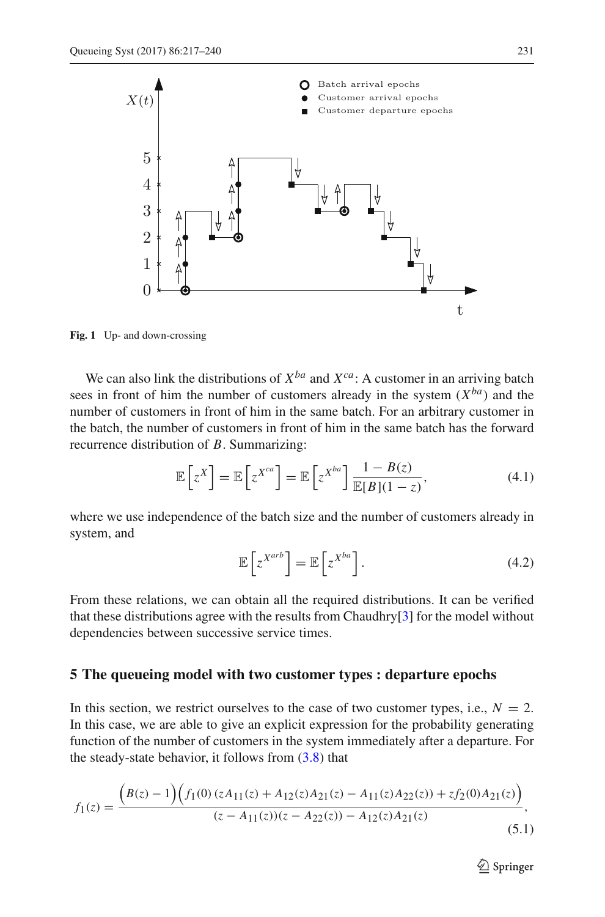**Fig. 1** Up- and down-crossing

We can also link the distributions of $X^{ba}$ and $X^{ca}$: A customer in an arriving batch sees in front of him the number of customers already in the system ($X^{ba}$) and the number of customers in front of him in the same batch. For an arbitrary customer in the batch, the number of customers in front of him in the same batch has the forward recurrence distribution of $B$. Summarizing:

$$\mathbb{E}\left[z^{X}\right] = \mathbb{E}\left[z^{X^{ca}}\right] = \mathbb{E}\left[z^{X^{ba}}\right] \frac{1 - B(z)}{\mathbb{E}[B](1-z)}, \tag{4.1}$$

where we use independence of the batch size and the number of customers already in system, and

$$\mathbb{E}\left[z^{X^{arb}}\right] = \mathbb{E}\left[z^{X^{ba}}\right]. \tag{4.2}$$

From these relations, we can obtain all the required distributions. It can be verified that these distributions agree with the results from Chaudhry[3] for the model without dependencies between successive service times.

## 5 The queueing model with two customer types : departure epochs

In this section, we restrict ourselves to the case of two customer types, i.e., $N = 2$. In this case, we are able to give an explicit expression for the probability generating function of the number of customers in the system immediately after a departure. For the steady-state behavior, it follows from (3.8) that

$$f_1(z) = \frac{\Big(B(z) - 1\Big)\Big(f_1(0)\left(zA_{11}(z) + A_{12}(z)A_{21}(z) - A_{11}(z)A_{22}(z)\right) + zf_2(0)A_{21}(z)\Big)}{(z - A_{11}(z))(z - A_{22}(z)) - A_{12}(z)A_{21}(z)}, \tag{5.1}$$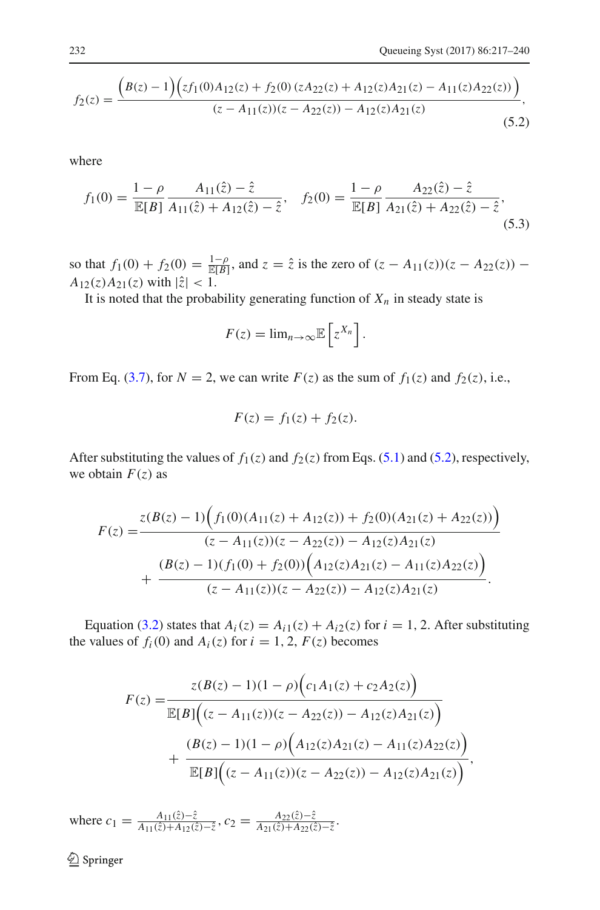$$f_2(z) = \frac{\Big(B(z)-1\Big)\Big(zf_1(0)A_{12}(z) + f_2(0)\left(zA_{22}(z) + A_{12}(z)A_{21}(z) - A_{11}(z)A_{22}(z)\right)\Big)}{(z-A_{11}(z))(z-A_{22}(z)) - A_{12}(z)A_{21}(z)}, \tag{5.2}$$

where

$$f_1(0) = \frac{1-\rho}{\mathbb{E}[B]}\frac{A_{11}(\hat{z})-\hat{z}}{A_{11}(\hat{z})+A_{12}(\hat{z})-\hat{z}}, \quad f_2(0) = \frac{1-\rho}{\mathbb{E}[B]}\frac{A_{22}(\hat{z})-\hat{z}}{A_{21}(\hat{z})+A_{22}(\hat{z})-\hat{z}}, \tag{5.3}$$

so that $f_1(0) + f_2(0) = \frac{1-\rho}{\mathbb{E}[B]}$, and $z = \hat{z}$ is the zero of $(z - A_{11}(z))(z - A_{22}(z)) - A_{12}(z)A_{21}(z)$ with $|\hat{z}| < 1$.

It is noted that the probability generating function of $X_n$ in steady state is

$$F(z) = \lim_{n\to\infty}\mathbb{E}\left[z^{X_n}\right].$$

From Eq. (3.7), for $N = 2$, we can write $F(z)$ as the sum of $f_1(z)$ and $f_2(z)$, i.e.,

$$F(z) = f_1(z) + f_2(z).$$

After substituting the values of $f_1(z)$ and $f_2(z)$ from Eqs. (5.1) and (5.2), respectively, we obtain $F(z)$ as

$$\begin{aligned} F(z) =& \frac{z(B(z)-1)\Big(f_1(0)(A_{11}(z)+A_{12}(z)) + f_2(0)(A_{21}(z)+A_{22}(z))\Big)}{(z-A_{11}(z))(z-A_{22}(z)) - A_{12}(z)A_{21}(z)} \\ &+ \frac{(B(z)-1)(f_1(0)+f_2(0))\Big(A_{12}(z)A_{21}(z) - A_{11}(z)A_{22}(z)\Big)}{(z-A_{11}(z))(z-A_{22}(z)) - A_{12}(z)A_{21}(z)}. \end{aligned}$$

Equation (3.2) states that $A_i(z) = A_{i1}(z) + A_{i2}(z)$ for $i = 1, 2$. After substituting the values of $f_i(0)$ and $A_i(z)$ for $i = 1, 2$, $F(z)$ becomes

$$\begin{aligned} F(z) =& \frac{z(B(z)-1)(1-\rho)\Big(c_1A_1(z) + c_2A_2(z)\Big)}{\mathbb{E}[B]\Big((z-A_{11}(z))(z-A_{22}(z)) - A_{12}(z)A_{21}(z)\Big)} \\ &+ \frac{(B(z)-1)(1-\rho)\Big(A_{12}(z)A_{21}(z) - A_{11}(z)A_{22}(z)\Big)}{\mathbb{E}[B]\Big((z-A_{11}(z))(z-A_{22}(z)) - A_{12}(z)A_{21}(z)\Big)}, \end{aligned}$$

where $c_1 = \frac{A_{11}(\hat{z})-\hat{z}}{A_{11}(\hat{z})+A_{12}(\hat{z})-\hat{z}}$, $c_2 = \frac{A_{22}(\hat{z})-\hat{z}}{A_{21}(\hat{z})+A_{22}(\hat{z})-\hat{z}}$.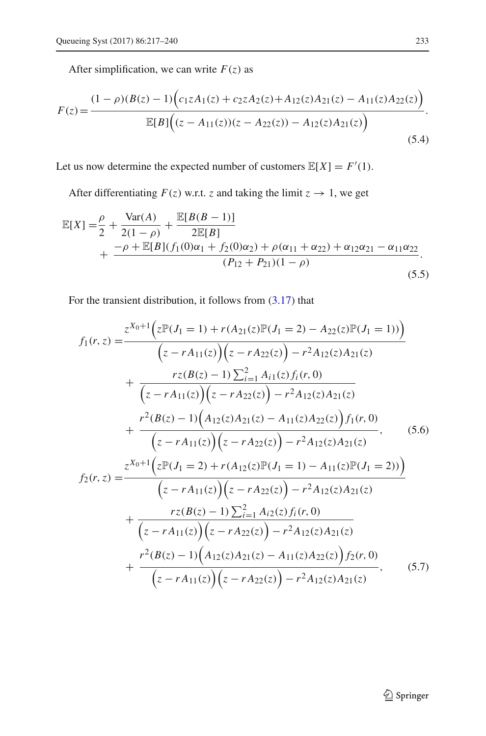After simplification, we can write $F(z)$ as

$$F(z) = \frac{(1-\rho)(B(z)-1)\Big(c_1 z A_1(z) + c_2 z A_2(z) + A_{12}(z)A_{21}(z) - A_{11}(z)A_{22}(z)\Big)}{\mathbb{E}[B]\Big((z - A_{11}(z))(z - A_{22}(z)) - A_{12}(z)A_{21}(z)\Big)}. \tag{5.4}$$

Let us now determine the expected number of customers $\mathbb{E}[X] = F'(1)$.

After differentiating $F(z)$ w.r.t. $z$ and taking the limit $z \to 1$, we get

$$\begin{aligned}\mathbb{E}[X] = &\frac{\rho}{2} + \frac{\mathrm{Var}(A)}{2(1-\rho)} + \frac{\mathbb{E}[B(B-1)]}{2\mathbb{E}[B]} \\ &+ \frac{-\rho + \mathbb{E}[B](f_1(0)\alpha_1 + f_2(0)\alpha_2) + \rho(\alpha_{11} + \alpha_{22}) + \alpha_{12}\alpha_{21} - \alpha_{11}\alpha_{22}}{(P_{12} + P_{21})(1-\rho)}.\end{aligned} \tag{5.5}$$

For the transient distribution, it follows from (3.17) that

$$\begin{aligned}f_1(r,z) = &\frac{z^{X_0+1}\Big(z\mathbb{P}(J_1 = 1) + r(A_{21}(z)\mathbb{P}(J_1 = 2) - A_{22}(z)\mathbb{P}(J_1 = 1))\Big)}{\Big(z - rA_{11}(z)\Big)\Big(z - rA_{22}(z)\Big) - r^2 A_{12}(z)A_{21}(z)} \\ &+ \frac{rz(B(z)-1)\sum_{i=1}^{2} A_{i1}(z) f_i(r,0)}{\Big(z - rA_{11}(z)\Big)\Big(z - rA_{22}(z)\Big) - r^2 A_{12}(z)A_{21}(z)} \\ &+ \frac{r^2(B(z)-1)\Big(A_{12}(z)A_{21}(z) - A_{11}(z)A_{22}(z)\Big) f_1(r,0)}{\Big(z - rA_{11}(z)\Big)\Big(z - rA_{22}(z)\Big) - r^2 A_{12}(z)A_{21}(z)},\end{aligned} \tag{5.6}$$

$$\begin{aligned}f_2(r,z) = &\frac{z^{X_0+1}\Big(z\mathbb{P}(J_1 = 2) + r(A_{12}(z)\mathbb{P}(J_1 = 1) - A_{11}(z)\mathbb{P}(J_1 = 2))\Big)}{\Big(z - rA_{11}(z)\Big)\Big(z - rA_{22}(z)\Big) - r^2 A_{12}(z)A_{21}(z)} \\ &+ \frac{rz(B(z)-1)\sum_{i=1}^{2} A_{i2}(z) f_i(r,0)}{\Big(z - rA_{11}(z)\Big)\Big(z - rA_{22}(z)\Big) - r^2 A_{12}(z)A_{21}(z)} \\ &+ \frac{r^2(B(z)-1)\Big(A_{12}(z)A_{21}(z) - A_{11}(z)A_{22}(z)\Big) f_2(r,0)}{\Big(z - rA_{11}(z)\Big)\Big(z - rA_{22}(z)\Big) - r^2 A_{12}(z)A_{21}(z)},\end{aligned} \tag{5.7}$$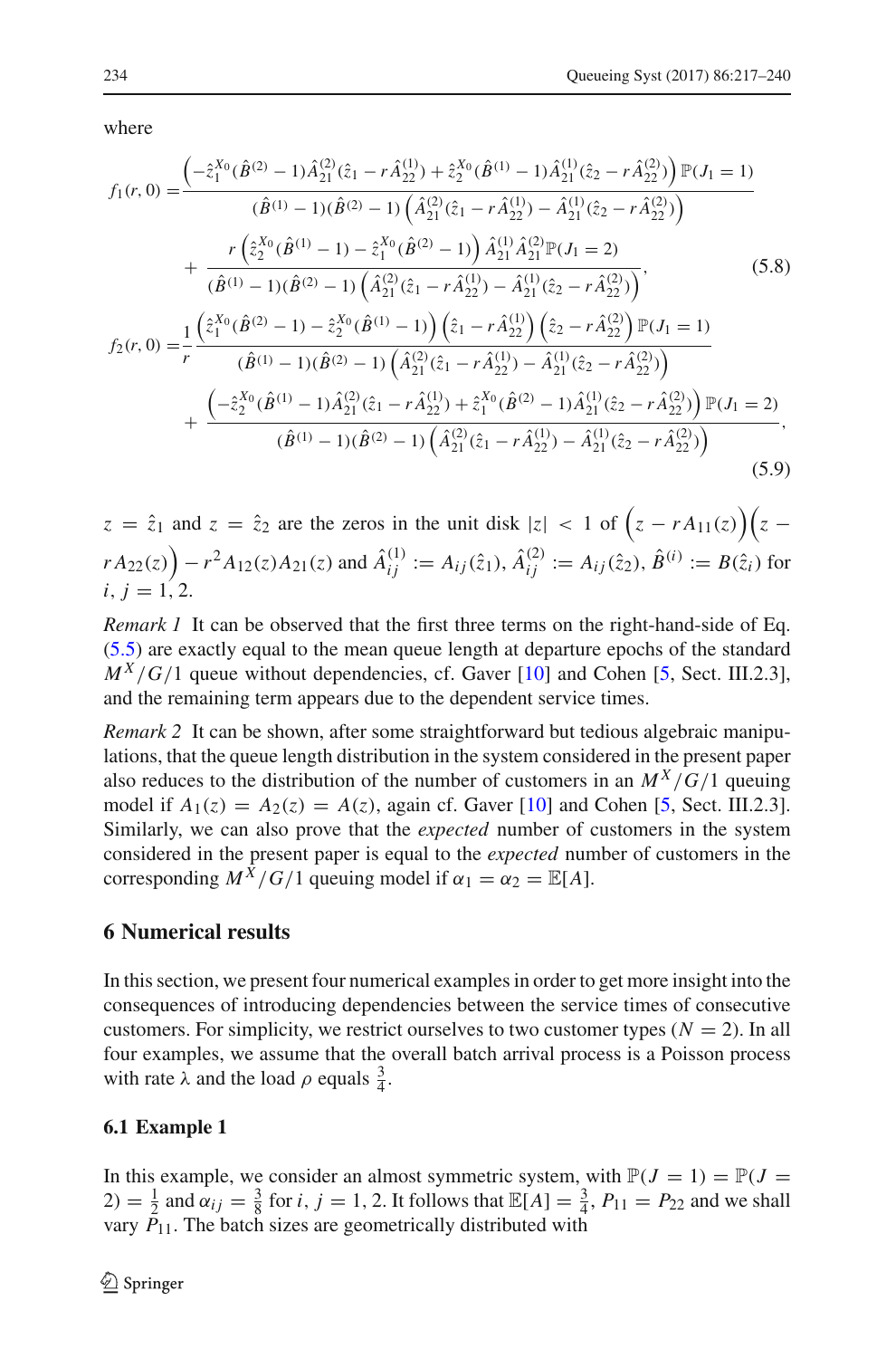where

$$f_1(r,0) = \frac{\left(-\hat{z}_1^{X_0}(\hat{B}^{(2)}-1)\hat{A}_{21}^{(2)}(\hat{z}_1 - r\hat{A}_{22}^{(1)}) + \hat{z}_2^{X_0}(\hat{B}^{(1)}-1)\hat{A}_{21}^{(1)}(\hat{z}_2 - r\hat{A}_{22}^{(2)})\right)\mathbb{P}(J_1=1)}{(\hat{B}^{(1)}-1)(\hat{B}^{(2)}-1)\left(\hat{A}_{21}^{(2)}(\hat{z}_1 - r\hat{A}_{22}^{(1)}) - \hat{A}_{21}^{(1)}(\hat{z}_2 - r\hat{A}_{22}^{(2)})\right)}$$
$$+ \frac{r\left(\hat{z}_2^{X_0}(\hat{B}^{(1)}-1) - \hat{z}_1^{X_0}(\hat{B}^{(2)}-1)\right)\hat{A}_{21}^{(1)}\hat{A}_{21}^{(2)}\mathbb{P}(J_1=2)}{(\hat{B}^{(1)}-1)(\hat{B}^{(2)}-1)\left(\hat{A}_{21}^{(2)}(\hat{z}_1 - r\hat{A}_{22}^{(1)}) - \hat{A}_{21}^{(1)}(\hat{z}_2 - r\hat{A}_{22}^{(2)})\right)}, \tag{5.8}$$

$$f_2(r,0) = \frac{1}{r}\frac{\left(\hat{z}_1^{X_0}(\hat{B}^{(2)}-1) - \hat{z}_2^{X_0}(\hat{B}^{(1)}-1)\right)\left(\hat{z}_1 - r\hat{A}_{22}^{(1)}\right)\left(\hat{z}_2 - r\hat{A}_{22}^{(2)}\right)\mathbb{P}(J_1=1)}{(\hat{B}^{(1)}-1)(\hat{B}^{(2)}-1)\left(\hat{A}_{21}^{(2)}(\hat{z}_1 - r\hat{A}_{22}^{(1)}) - \hat{A}_{21}^{(1)}(\hat{z}_2 - r\hat{A}_{22}^{(2)})\right)}$$
$$+ \frac{\left(-\hat{z}_2^{X_0}(\hat{B}^{(1)}-1)\hat{A}_{21}^{(2)}(\hat{z}_1 - r\hat{A}_{22}^{(1)}) + \hat{z}_1^{X_0}(\hat{B}^{(2)}-1)\hat{A}_{21}^{(1)}(\hat{z}_2 - r\hat{A}_{22}^{(2)})\right)\mathbb{P}(J_1=2)}{(\hat{B}^{(1)}-1)(\hat{B}^{(2)}-1)\left(\hat{A}_{21}^{(2)}(\hat{z}_1 - r\hat{A}_{22}^{(1)}) - \hat{A}_{21}^{(1)}(\hat{z}_2 - r\hat{A}_{22}^{(2)})\right)}, \tag{5.9}$$

$z = \hat{z}_1$ and $z = \hat{z}_2$ are the zeros in the unit disk $|z| < 1$ of $\left(z - rA_{11}(z)\right)\left(z - rA_{22}(z)\right) - r^2 A_{12}(z)A_{21}(z)$ and $\hat{A}_{ij}^{(1)} := A_{ij}(\hat{z}_1)$, $\hat{A}_{ij}^{(2)} := A_{ij}(\hat{z}_2)$, $\hat{B}^{(i)} := B(\hat{z}_i)$ for $i, j = 1, 2$.

*Remark 1* It can be observed that the first three terms on the right-hand-side of Eq. (5.5) are exactly equal to the mean queue length at departure epochs of the standard $M^X/G/1$ queue without dependencies, cf. Gaver [10] and Cohen [5, Sect. III.2.3], and the remaining term appears due to the dependent service times.

*Remark 2* It can be shown, after some straightforward but tedious algebraic manipulations, that the queue length distribution in the system considered in the present paper also reduces to the distribution of the number of customers in an $M^X/G/1$ queuing model if $A_1(z) = A_2(z) = A(z)$, again cf. Gaver [10] and Cohen [5, Sect. III.2.3]. Similarly, we can also prove that the *expected* number of customers in the system considered in the present paper is equal to the *expected* number of customers in the corresponding $M^X/G/1$ queuing model if $\alpha_1 = \alpha_2 = \mathbb{E}[A]$.

## 6 Numerical results

In this section, we present four numerical examples in order to get more insight into the consequences of introducing dependencies between the service times of consecutive customers. For simplicity, we restrict ourselves to two customer types ($N = 2$). In all four examples, we assume that the overall batch arrival process is a Poisson process with rate $\lambda$ and the load $\rho$ equals $\frac{3}{4}$.

### 6.1 Example 1

In this example, we consider an almost symmetric system, with $\mathbb{P}(J = 1) = \mathbb{P}(J = 2) = \frac{1}{2}$ and $\alpha_{ij} = \frac{3}{8}$ for $i, j = 1, 2$. It follows that $\mathbb{E}[A] = \frac{3}{4}$, $P_{11} = P_{22}$ and we shall vary $P_{11}$. The batch sizes are geometrically distributed with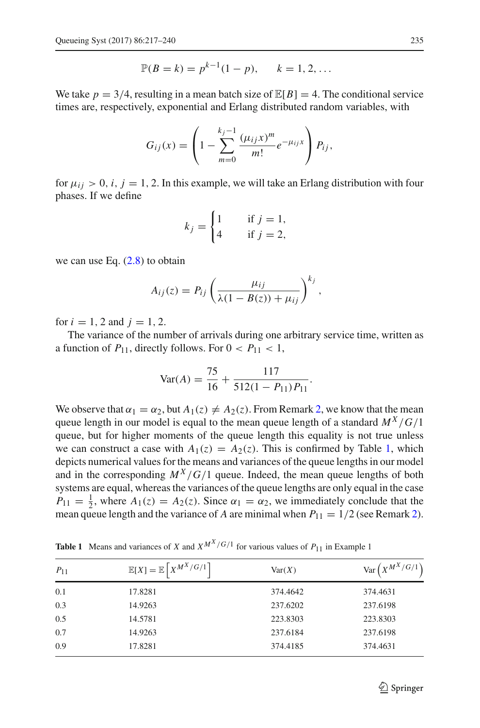$$\mathbb{P}(B = k) = p^{k-1}(1-p), \qquad k = 1, 2, \ldots$$

We take $p = 3/4$, resulting in a mean batch size of $\mathbb{E}[B] = 4$. The conditional service times are, respectively, exponential and Erlang distributed random variables, with

$$G_{ij}(x) = \left(1 - \sum_{m=0}^{k_j - 1} \frac{(\mu_{ij} x)^m}{m!} e^{-\mu_{ij} x}\right) P_{ij},$$

for $\mu_{ij} > 0$, $i, j = 1, 2$. In this example, we will take an Erlang distribution with four phases. If we define

$$k_j = \begin{cases} 1 & \text{if } j = 1, \\ 4 & \text{if } j = 2, \end{cases}$$

we can use Eq. (2.8) to obtain

$$A_{ij}(z) = P_{ij} \left(\frac{\mu_{ij}}{\lambda(1 - B(z)) + \mu_{ij}}\right)^{k_j},$$

for $i = 1, 2$ and $j = 1, 2$.

The variance of the number of arrivals during one arbitrary service time, written as a function of $P_{11}$, directly follows. For $0 < P_{11} < 1$,

$$\operatorname{Var}(A) = \frac{75}{16} + \frac{117}{512(1 - P_{11})P_{11}}.$$

We observe that $\alpha_1 = \alpha_2$, but $A_1(z) \neq A_2(z)$. From Remark 2, we know that the mean queue length in our model is equal to the mean queue length of a standard $M^X/G/1$ queue, but for higher moments of the queue length this equality is not true unless we can construct a case with $A_1(z) = A_2(z)$. This is confirmed by Table 1, which depicts numerical values for the means and variances of the queue lengths in our model and in the corresponding $M^X/G/1$ queue. Indeed, the mean queue lengths of both systems are equal, whereas the variances of the queue lengths are only equal in the case $P_{11} = \frac{1}{2}$, where $A_1(z) = A_2(z)$. Since $\alpha_1 = \alpha_2$, we immediately conclude that the mean queue length and the variance of $A$ are minimal when $P_{11} = 1/2$ (see Remark 2).

**Table 1** Means and variances of $X$ and $X^{M^X/G/1}$ for various values of $P_{11}$ in Example 1

| $P_{11}$ | $\mathbb{E}[X] = \mathbb{E}\left[X^{M^X/G/1}\right]$ | $\operatorname{Var}(X)$ | $\operatorname{Var}\left(X^{M^X/G/1}\right)$ |
|---|---|---|---|
| 0.1 | 17.8281 | 374.4642 | 374.4631 |
| 0.3 | 14.9263 | 237.6202 | 237.6198 |
| 0.5 | 14.5781 | 223.8303 | 223.8303 |
| 0.7 | 14.9263 | 237.6184 | 237.6198 |
| 0.9 | 17.8281 | 374.4185 | 374.4631 |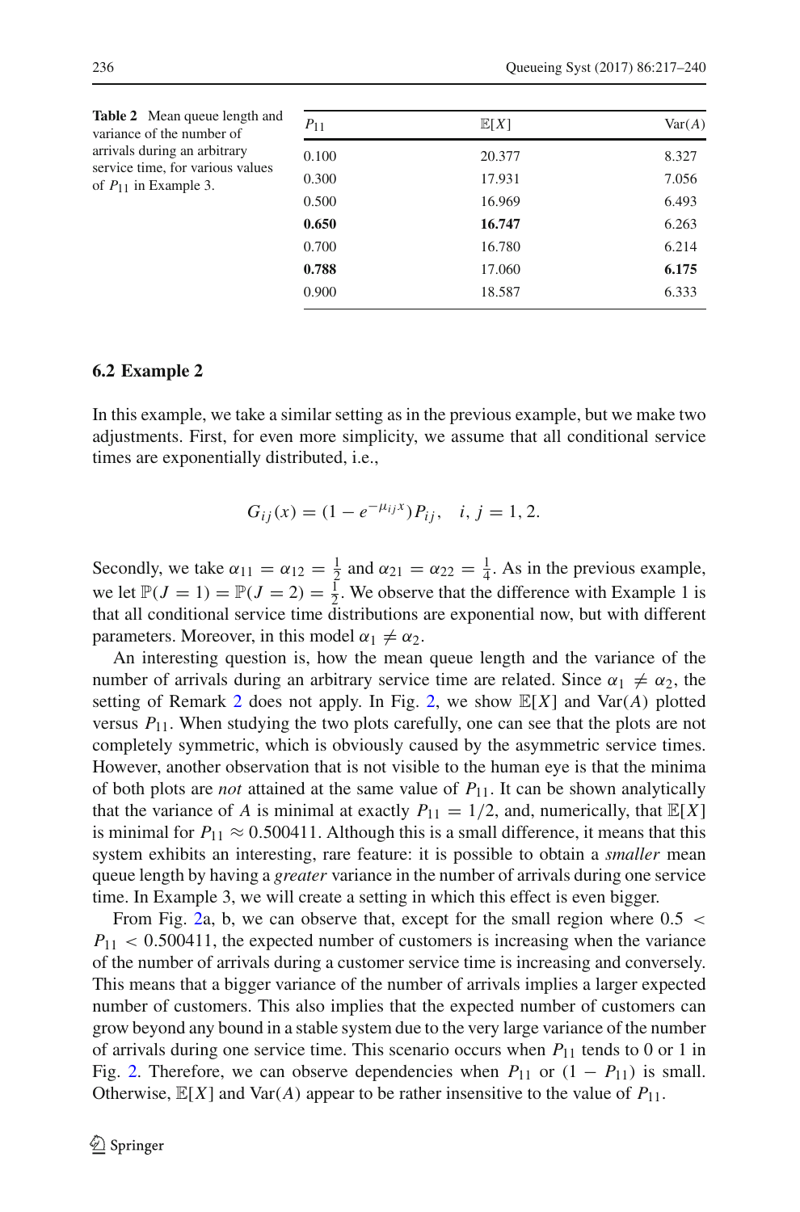**Table 2** Mean queue length and variance of the number of arrivals during an arbitrary service time, for various values of $P_{11}$ in Example 3.

| $P_{11}$ | $\mathbb{E}[X]$ | Var$(A)$ |
|---|---|---|
| 0.100 | 20.377 | 8.327 |
| 0.300 | 17.931 | 7.056 |
| 0.500 | 16.969 | 6.493 |
| **0.650** | **16.747** | 6.263 |
| 0.700 | 16.780 | 6.214 |
| **0.788** | 17.060 | **6.175** |
| 0.900 | 18.587 | 6.333 |

### 6.2 Example 2

In this example, we take a similar setting as in the previous example, but we make two adjustments. First, for even more simplicity, we assume that all conditional service times are exponentially distributed, i.e.,

$$G_{ij}(x) = (1 - e^{-\mu_{ij}x})P_{ij}, \quad i, j = 1, 2.$$

Secondly, we take $\alpha_{11} = \alpha_{12} = \frac{1}{2}$ and $\alpha_{21} = \alpha_{22} = \frac{1}{4}$. As in the previous example, we let $\mathbb{P}(J = 1) = \mathbb{P}(J = 2) = \frac{1}{2}$. We observe that the difference with Example 1 is that all conditional service time distributions are exponential now, but with different parameters. Moreover, in this model $\alpha_1 \neq \alpha_2$.

An interesting question is, how the mean queue length and the variance of the number of arrivals during an arbitrary service time are related. Since $\alpha_1 \neq \alpha_2$, the setting of Remark 2 does not apply. In Fig. 2, we show $\mathbb{E}[X]$ and Var$(A)$ plotted versus $P_{11}$. When studying the two plots carefully, one can see that the plots are not completely symmetric, which is obviously caused by the asymmetric service times. However, another observation that is not visible to the human eye is that the minima of both plots are *not* attained at the same value of $P_{11}$. It can be shown analytically that the variance of $A$ is minimal at exactly $P_{11} = 1/2$, and, numerically, that $\mathbb{E}[X]$ is minimal for $P_{11} \approx 0.500411$. Although this is a small difference, it means that this system exhibits an interesting, rare feature: it is possible to obtain a *smaller* mean queue length by having a *greater* variance in the number of arrivals during one service time. In Example 3, we will create a setting in which this effect is even bigger.

From Fig. 2a, b, we can observe that, except for the small region where $0.5 < P_{11} < 0.500411$, the expected number of customers is increasing when the variance of the number of arrivals during a customer service time is increasing and conversely. This means that a bigger variance of the number of arrivals implies a larger expected number of customers. This also implies that the expected number of customers can grow beyond any bound in a stable system due to the very large variance of the number of arrivals during one service time. This scenario occurs when $P_{11}$ tends to 0 or 1 in Fig. 2. Therefore, we can observe dependencies when $P_{11}$ or $(1 - P_{11})$ is small. Otherwise, $\mathbb{E}[X]$ and Var$(A)$ appear to be rather insensitive to the value of $P_{11}$.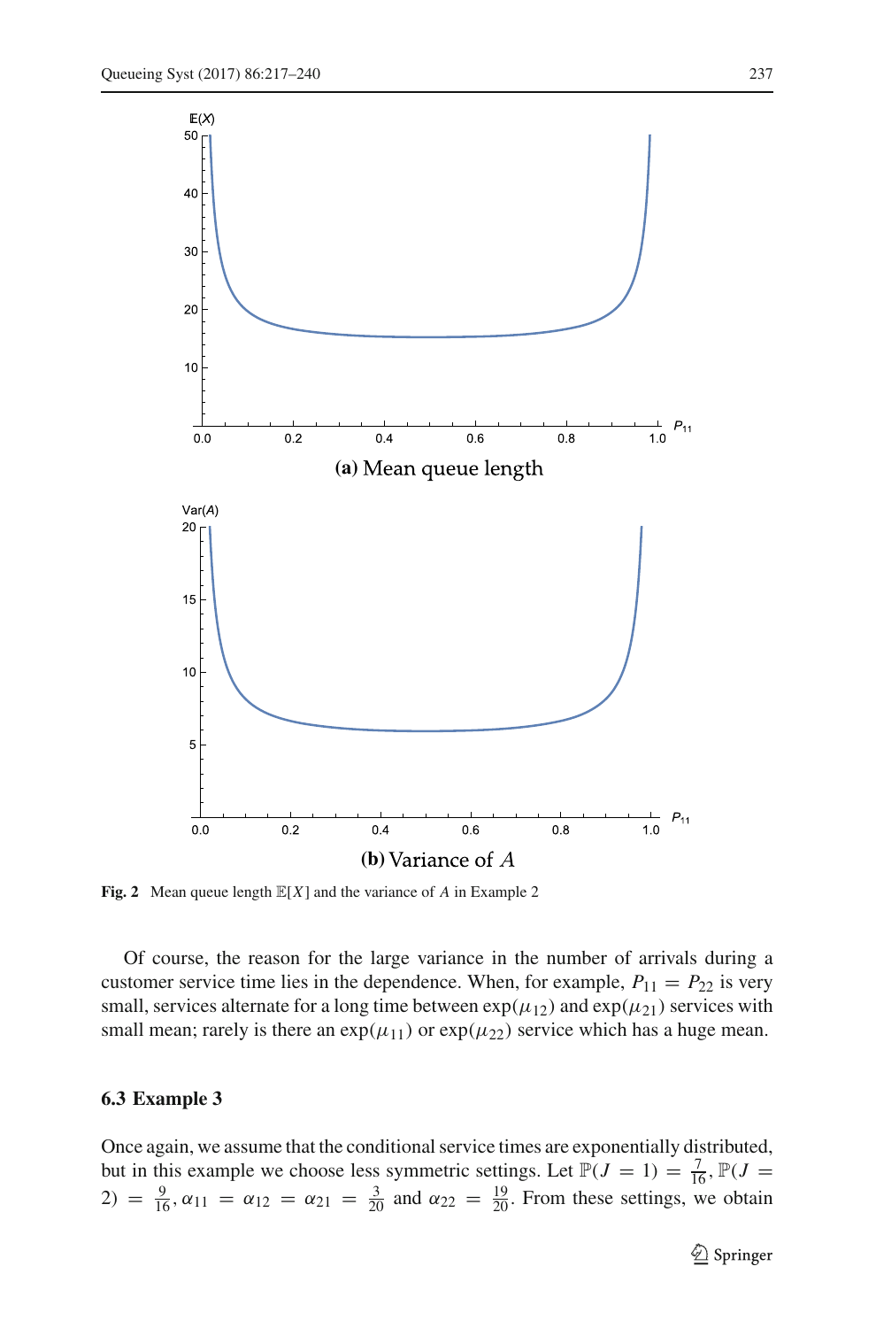Fig. 2 Mean queue length $\mathbb{E}[X]$ and the variance of $A$ in Example 2

Of course, the reason for the large variance in the number of arrivals during a customer service time lies in the dependence. When, for example, $P_{11} = P_{22}$ is very small, services alternate for a long time between $\exp(\mu_{12})$ and $\exp(\mu_{21})$ services with small mean; rarely is there an $\exp(\mu_{11})$ or $\exp(\mu_{22})$ service which has a huge mean.

### 6.3 Example 3

Once again, we assume that the conditional service times are exponentially distributed, but in this example we choose less symmetric settings. Let $\mathbb{P}(J = 1) = \frac{7}{16}$, $\mathbb{P}(J = 2) = \frac{9}{16}$, $\alpha_{11} = \alpha_{12} = \alpha_{21} = \frac{3}{20}$ and $\alpha_{22} = \frac{19}{20}$. From these settings, we obtain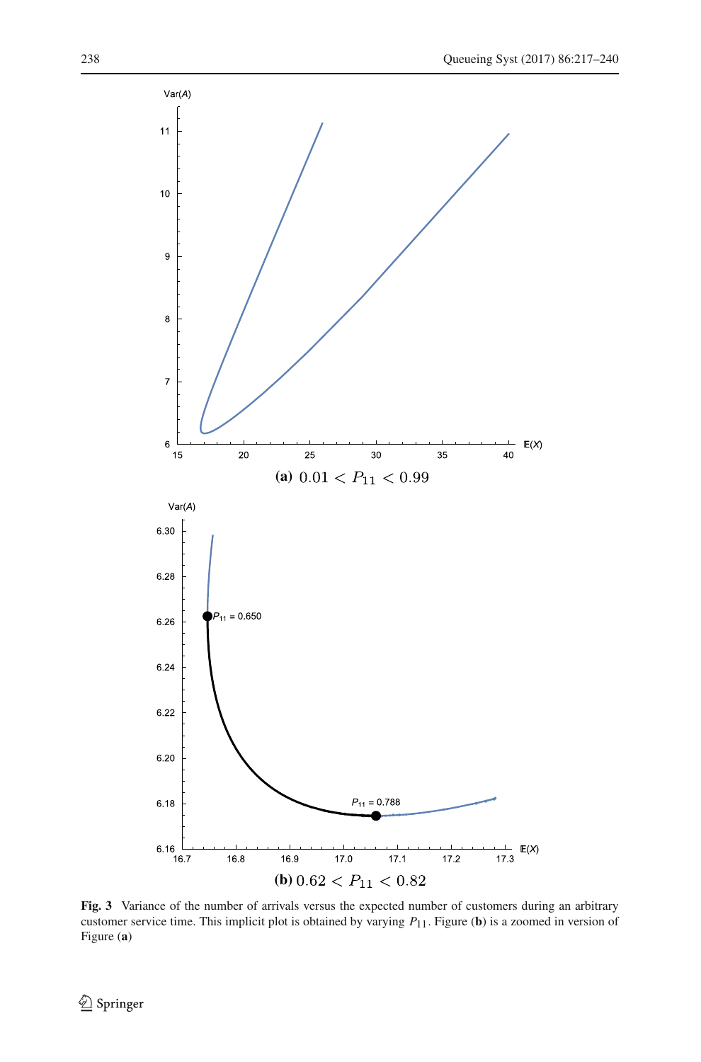**(a)** $0.01 < P_{11} < 0.99$

**(b)** $0.62 < P_{11} < 0.82$

**Fig. 3** Variance of the number of arrivals versus the expected number of customers during an arbitrary customer service time. This implicit plot is obtained by varying $P_{11}$. Figure (**b**) is a zoomed in version of Figure (**a**)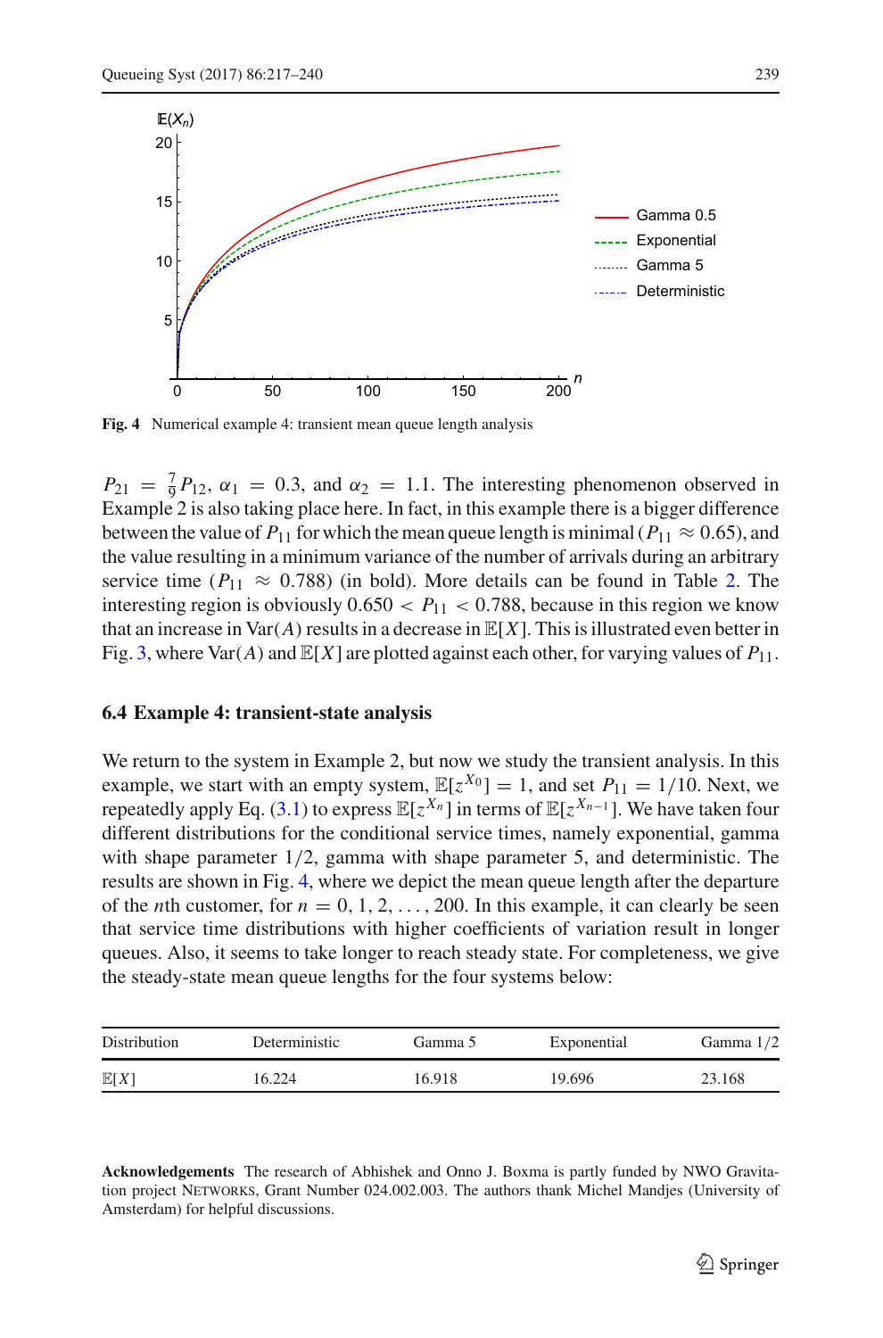Fig. 4 Numerical example 4: transient mean queue length analysis

$P_{21} = \frac{7}{9}P_{12}$, $\alpha_1 = 0.3$, and $\alpha_2 = 1.1$. The interesting phenomenon observed in Example 2 is also taking place here. In fact, in this example there is a bigger difference between the value of $P_{11}$ for which the mean queue length is minimal ($P_{11} \approx 0.65$), and the value resulting in a minimum variance of the number of arrivals during an arbitrary service time ($P_{11} \approx 0.788$) (in bold). More details can be found in Table 2. The interesting region is obviously $0.650 < P_{11} < 0.788$, because in this region we know that an increase in $\text{Var}(A)$ results in a decrease in $\mathbb{E}[X]$. This is illustrated even better in Fig. 3, where $\text{Var}(A)$ and $\mathbb{E}[X]$ are plotted against each other, for varying values of $P_{11}$.

### 6.4 Example 4: transient-state analysis

We return to the system in Example 2, but now we study the transient analysis. In this example, we start with an empty system, $\mathbb{E}[z^{X_0}] = 1$, and set $P_{11} = 1/10$. Next, we repeatedly apply Eq. (3.1) to express $\mathbb{E}[z^{X_n}]$ in terms of $\mathbb{E}[z^{X_{n-1}}]$. We have taken four different distributions for the conditional service times, namely exponential, gamma with shape parameter 1/2, gamma with shape parameter 5, and deterministic. The results are shown in Fig. 4, where we depict the mean queue length after the departure of the $n$th customer, for $n = 0, 1, 2, \ldots, 200$. In this example, it can clearly be seen that service time distributions with higher coefficients of variation result in longer queues. Also, it seems to take longer to reach steady state. For completeness, we give the steady-state mean queue lengths for the four systems below:

| Distribution | Deterministic | Gamma 5 | Exponential | Gamma 1/2 |
|---|---|---|---|---|
| $\mathbb{E}[X]$ | 16.224 | 16.918 | 19.696 | 23.168 |

**Acknowledgements** The research of Abhishek and Onno J. Boxma is partly funded by NWO Gravitation project NETWORKS, Grant Number 024.002.003. The authors thank Michel Mandjes (University of Amsterdam) for helpful discussions.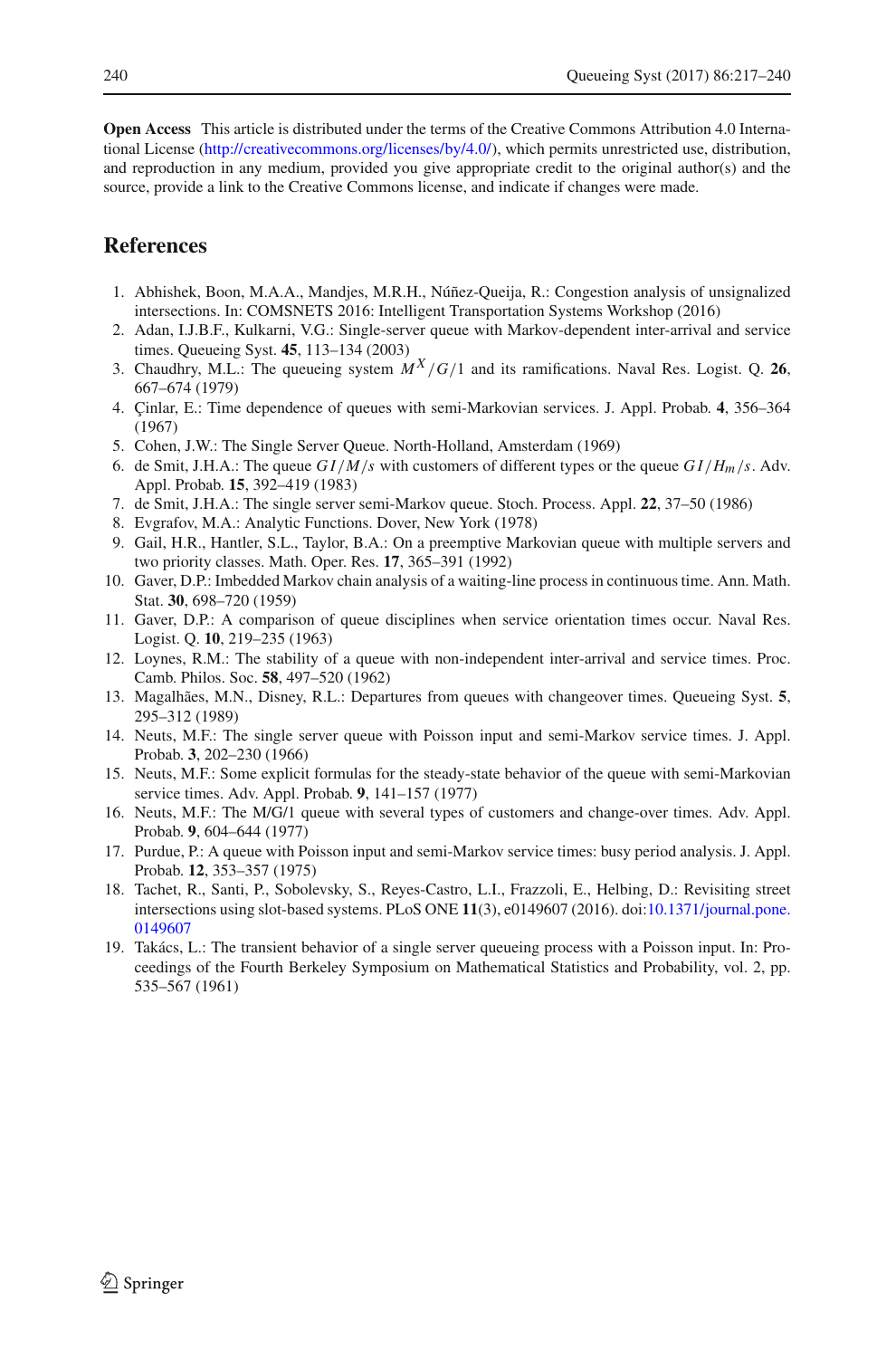**Open Access** This article is distributed under the terms of the Creative Commons Attribution 4.0 International License (http://creativecommons.org/licenses/by/4.0/), which permits unrestricted use, distribution, and reproduction in any medium, provided you give appropriate credit to the original author(s) and the source, provide a link to the Creative Commons license, and indicate if changes were made.

## References

1. Abhishek, Boon, M.A.A., Mandjes, M.R.H., Núñez-Queija, R.: Congestion analysis of unsignalized intersections. In: COMSNETS 2016: Intelligent Transportation Systems Workshop (2016)
2. Adan, I.J.B.F., Kulkarni, V.G.: Single-server queue with Markov-dependent inter-arrival and service times. Queueing Syst. **45**, 113–134 (2003)
3. Chaudhry, M.L.: The queueing system $M^X/G/1$ and its ramifications. Naval Res. Logist. Q. **26**, 667–674 (1979)
4. Çinlar, E.: Time dependence of queues with semi-Markovian services. J. Appl. Probab. **4**, 356–364 (1967)
5. Cohen, J.W.: The Single Server Queue. North-Holland, Amsterdam (1969)
6. de Smit, J.H.A.: The queue $GI/M/s$ with customers of different types or the queue $GI/H_m/s$. Adv. Appl. Probab. **15**, 392–419 (1983)
7. de Smit, J.H.A.: The single server semi-Markov queue. Stoch. Process. Appl. **22**, 37–50 (1986)
8. Evgrafov, M.A.: Analytic Functions. Dover, New York (1978)
9. Gail, H.R., Hantler, S.L., Taylor, B.A.: On a preemptive Markovian queue with multiple servers and two priority classes. Math. Oper. Res. **17**, 365–391 (1992)
10. Gaver, D.P.: Imbedded Markov chain analysis of a waiting-line process in continuous time. Ann. Math. Stat. **30**, 698–720 (1959)
11. Gaver, D.P.: A comparison of queue disciplines when service orientation times occur. Naval Res. Logist. Q. **10**, 219–235 (1963)
12. Loynes, R.M.: The stability of a queue with non-independent inter-arrival and service times. Proc. Camb. Philos. Soc. **58**, 497–520 (1962)
13. Magalhães, M.N., Disney, R.L.: Departures from queues with changeover times. Queueing Syst. **5**, 295–312 (1989)
14. Neuts, M.F.: The single server queue with Poisson input and semi-Markov service times. J. Appl. Probab. **3**, 202–230 (1966)
15. Neuts, M.F.: Some explicit formulas for the steady-state behavior of the queue with semi-Markovian service times. Adv. Appl. Probab. **9**, 141–157 (1977)
16. Neuts, M.F.: The M/G/1 queue with several types of customers and change-over times. Adv. Appl. Probab. **9**, 604–644 (1977)
17. Purdue, P.: A queue with Poisson input and semi-Markov service times: busy period analysis. J. Appl. Probab. **12**, 353–357 (1975)
18. Tachet, R., Santi, P., Sobolevsky, S., Reyes-Castro, L.I., Frazzoli, E., Helbing, D.: Revisiting street intersections using slot-based systems. PLoS ONE **11**(3), e0149607 (2016). doi:10.1371/journal.pone.0149607
19. Takács, L.: The transient behavior of a single server queueing process with a Poisson input. In: Proceedings of the Fourth Berkeley Symposium on Mathematical Statistics and Probability, vol. 2, pp. 535–567 (1961)